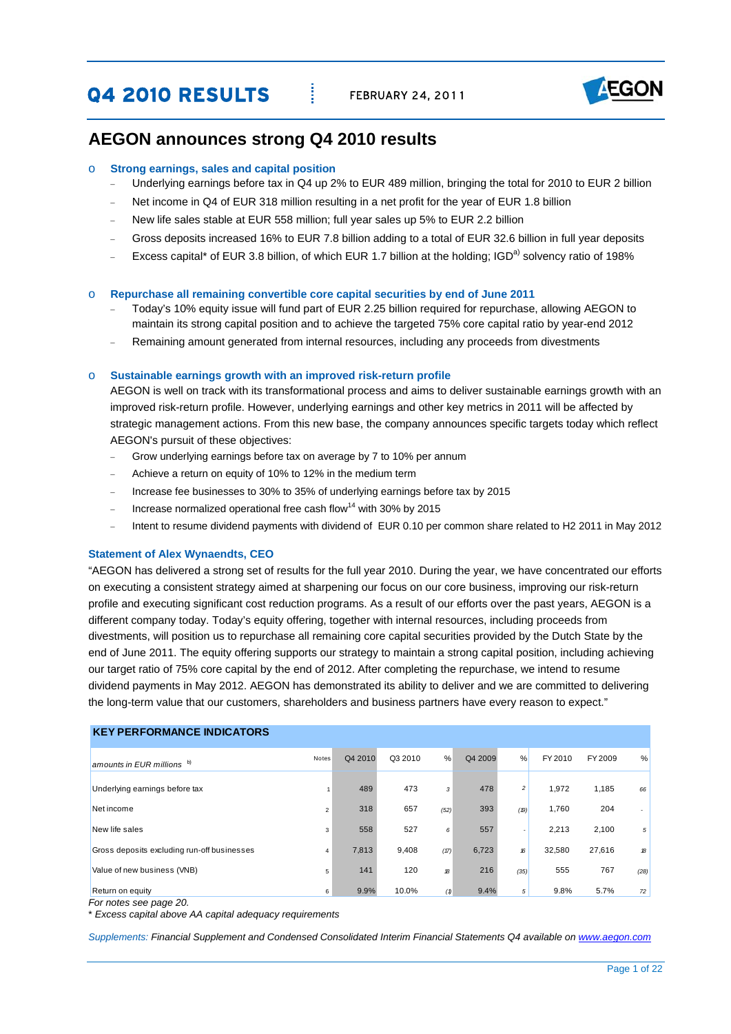# Q4 2010 RESULTS

FEBRUARY 24, 2011

## AEGON announces strong Q4 2010 results

- **Strong earnings, sales and capital position**
  - Underlying earnings before tax in Q4 up 2% to EUR 489 million, bringing the total for 2010 to EUR 2 billion
  - Net income in Q4 of EUR 318 million resulting in a net profit for the year of EUR 1.8 billion
  - New life sales stable at EUR 558 million; full year sales up 5% to EUR 2.2 billion
  - Gross deposits increased 16% to EUR 7.8 billion adding to a total of EUR 32.6 billion in full year deposits
  - Excess capital* of EUR 3.8 billion, of which EUR 1.7 billion at the holding; IGD[a)] solvency ratio of 198%

- **Repurchase all remaining convertible core capital securities by end of June 2011**
  - Today's 10% equity issue will fund part of EUR 2.25 billion required for repurchase, allowing AEGON to maintain its strong capital position and to achieve the targeted 75% core capital ratio by year-end 2012
  - Remaining amount generated from internal resources, including any proceeds from divestments

- **Sustainable earnings growth with an improved risk-return profile**

  AEGON is well on track with its transformational process and aims to deliver sustainable earnings growth with an improved risk-return profile. However, underlying earnings and other key metrics in 2011 will be affected by strategic management actions. From this new base, the company announces specific targets today which reflect AEGON's pursuit of these objectives:
  - Grow underlying earnings before tax on average by 7 to 10% per annum
  - Achieve a return on equity of 10% to 12% in the medium term
  - Increase fee businesses to 30% to 35% of underlying earnings before tax by 2015
  - Increase normalized operational free cash flow[14] with 30% by 2015
  - Intent to resume dividend payments with dividend of EUR 0.10 per common share related to H2 2011 in May 2012

### Statement of Alex Wynaendts, CEO

"AEGON has delivered a strong set of results for the full year 2010. During the year, we have concentrated our efforts on executing a consistent strategy aimed at sharpening our focus on our core business, improving our risk-return profile and executing significant cost reduction programs. As a result of our efforts over the past years, AEGON is a different company today. Today's equity offering, together with internal resources, including proceeds from divestments, will position us to repurchase all remaining core capital securities provided by the Dutch State by the end of June 2011. The equity offering supports our strategy to maintain a strong capital position, including achieving our target ratio of 75% core capital by the end of 2012. After completing the repurchase, we intend to resume dividend payments in May 2012. AEGON has demonstrated its ability to deliver and we are committed to delivering the long-term value that our customers, shareholders and business partners have every reason to expect."

### KEY PERFORMANCE INDICATORS

| *amounts in EUR millions* [b)] | Notes | Q4 2010 | Q3 2010 | % | Q4 2009 | % | FY 2010 | FY 2009 | % |
|---|---|---|---|---|---|---|---|---|---|
| Underlying earnings before tax | 1 | 489 | 473 | 3 | 478 | 2 | 1,972 | 1,185 | 66 |
| Net income | 2 | 318 | 657 | (52) | 393 | (19) | 1,760 | 204 | - |
| New life sales | 3 | 558 | 527 | 6 | 557 | - | 2,213 | 2,100 | 5 |
| Gross deposits excluding run-off businesses | 4 | 7,813 | 9,408 | (17) | 6,723 | 16 | 32,580 | 27,616 | 18 |
| Value of new business (VNB) | 5 | 141 | 120 | 18 | 216 | (35) | 555 | 767 | (28) |
| Return on equity | 6 | 9.9% | 10.0% | (1) | 9.4% | 5 | 9.8% | 5.7% | 72 |

*For notes see page 20.*

*\* Excess capital above AA capital adequacy requirements*

*Supplements: Financial Supplement and Condensed Consolidated Interim Financial Statements Q4 available on www.aegon.com*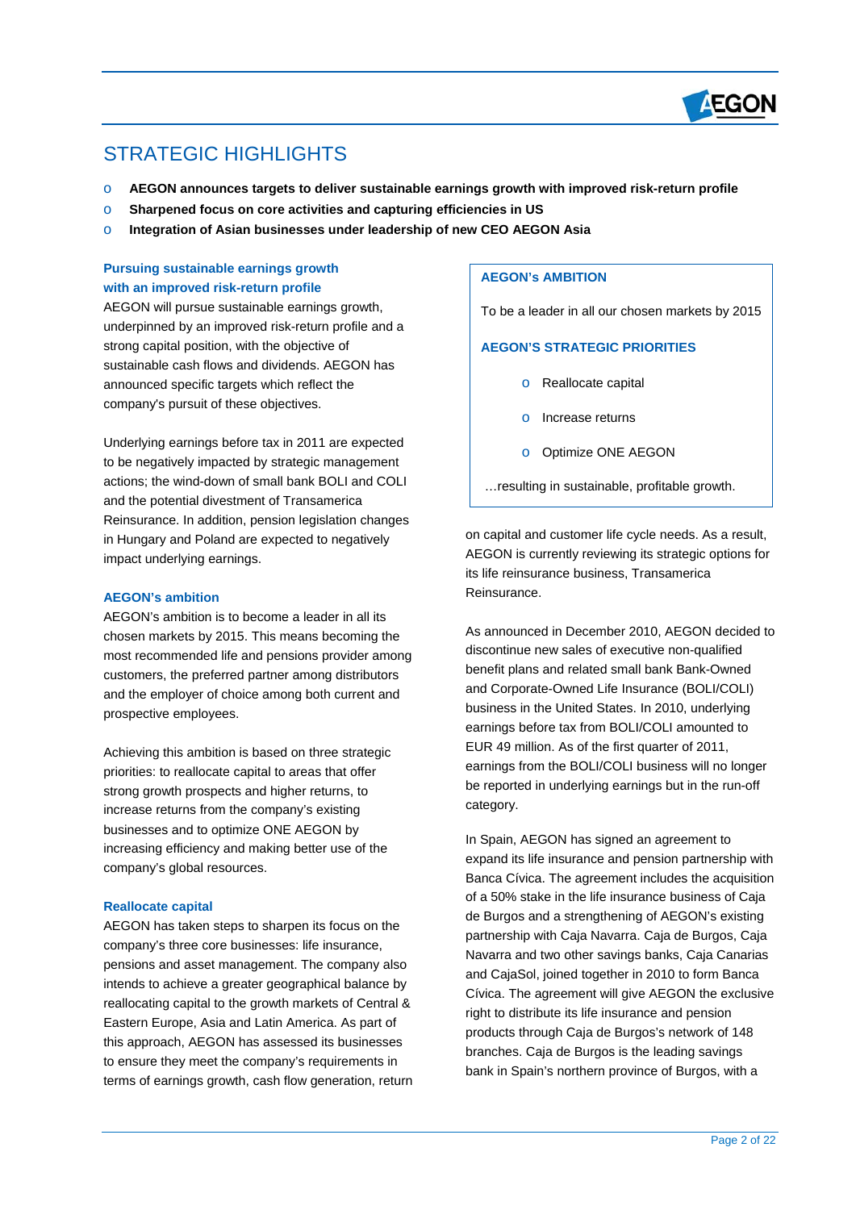# STRATEGIC HIGHLIGHTS

- **AEGON announces targets to deliver sustainable earnings growth with improved risk-return profile**
- **Sharpened focus on core activities and capturing efficiencies in US**
- **Integration of Asian businesses under leadership of new CEO AEGON Asia**

### Pursuing sustainable earnings growth with an improved risk-return profile

AEGON will pursue sustainable earnings growth, underpinned by an improved risk-return profile and a strong capital position, with the objective of sustainable cash flows and dividends. AEGON has announced specific targets which reflect the company's pursuit of these objectives.

Underlying earnings before tax in 2011 are expected to be negatively impacted by strategic management actions; the wind-down of small bank BOLI and COLI and the potential divestment of Transamerica Reinsurance. In addition, pension legislation changes in Hungary and Poland are expected to negatively impact underlying earnings.

### AEGON's ambition

AEGON's ambition is to become a leader in all its chosen markets by 2015. This means becoming the most recommended life and pensions provider among customers, the preferred partner among distributors and the employer of choice among both current and prospective employees.

Achieving this ambition is based on three strategic priorities: to reallocate capital to areas that offer strong growth prospects and higher returns, to increase returns from the company's existing businesses and to optimize ONE AEGON by increasing efficiency and making better use of the company's global resources.

### Reallocate capital

AEGON has taken steps to sharpen its focus on the company's three core businesses: life insurance, pensions and asset management. The company also intends to achieve a greater geographical balance by reallocating capital to the growth markets of Central & Eastern Europe, Asia and Latin America. As part of this approach, AEGON has assessed its businesses to ensure they meet the company's requirements in terms of earnings growth, cash flow generation, return on capital and customer life cycle needs. As a result, AEGON is currently reviewing its strategic options for its life reinsurance business, Transamerica Reinsurance.

> **AEGON's AMBITION**
>
> To be a leader in all our chosen markets by 2015
>
> **AEGON'S STRATEGIC PRIORITIES**
>
> - Reallocate capital
> - Increase returns
> - Optimize ONE AEGON
>
> …resulting in sustainable, profitable growth.

As announced in December 2010, AEGON decided to discontinue new sales of executive non-qualified benefit plans and related small bank Bank-Owned and Corporate-Owned Life Insurance (BOLI/COLI) business in the United States. In 2010, underlying earnings before tax from BOLI/COLI amounted to EUR 49 million. As of the first quarter of 2011, earnings from the BOLI/COLI business will no longer be reported in underlying earnings but in the run-off category.

In Spain, AEGON has signed an agreement to expand its life insurance and pension partnership with Banca Cívica. The agreement includes the acquisition of a 50% stake in the life insurance business of Caja de Burgos and a strengthening of AEGON's existing partnership with Caja Navarra. Caja de Burgos, Caja Navarra and two other savings banks, Caja Canarias and CajaSol, joined together in 2010 to form Banca Cívica. The agreement will give AEGON the exclusive right to distribute its life insurance and pension products through Caja de Burgos's network of 148 branches. Caja de Burgos is the leading savings bank in Spain's northern province of Burgos, with a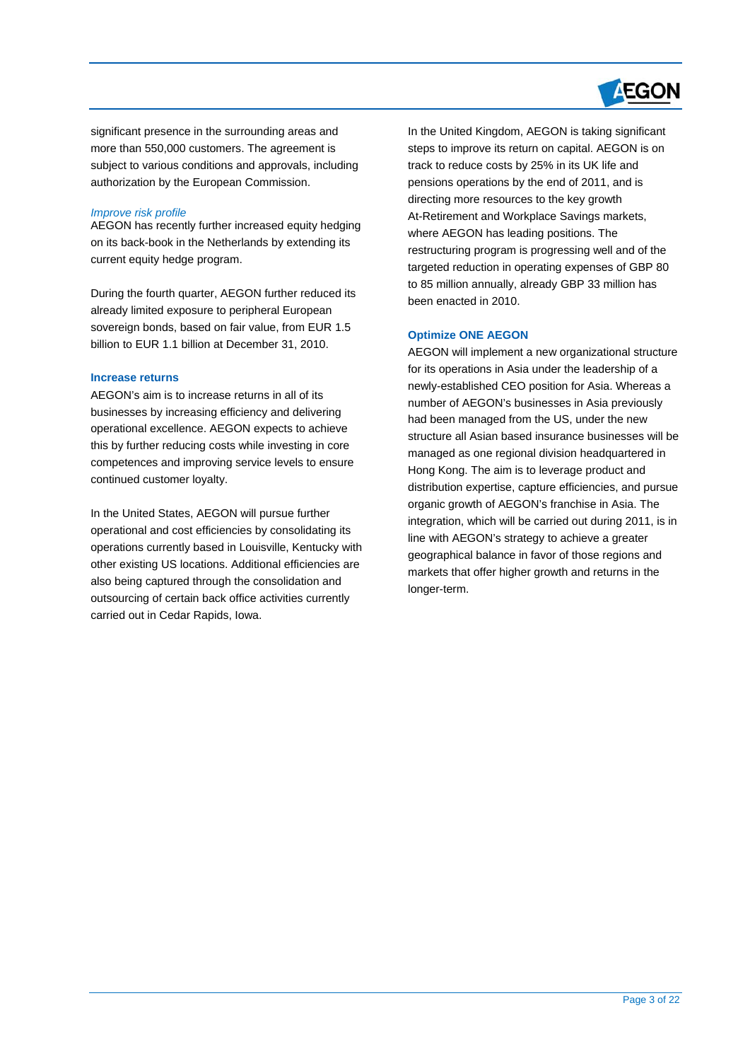significant presence in the surrounding areas and more than 550,000 customers. The agreement is subject to various conditions and approvals, including authorization by the European Commission.

*Improve risk profile*

AEGON has recently further increased equity hedging on its back-book in the Netherlands by extending its current equity hedge program.

During the fourth quarter, AEGON further reduced its already limited exposure to peripheral European sovereign bonds, based on fair value, from EUR 1.5 billion to EUR 1.1 billion at December 31, 2010.

**Increase returns**

AEGON's aim is to increase returns in all of its businesses by increasing efficiency and delivering operational excellence. AEGON expects to achieve this by further reducing costs while investing in core competences and improving service levels to ensure continued customer loyalty.

In the United States, AEGON will pursue further operational and cost efficiencies by consolidating its operations currently based in Louisville, Kentucky with other existing US locations. Additional efficiencies are also being captured through the consolidation and outsourcing of certain back office activities currently carried out in Cedar Rapids, Iowa.

In the United Kingdom, AEGON is taking significant steps to improve its return on capital. AEGON is on track to reduce costs by 25% in its UK life and pensions operations by the end of 2011, and is directing more resources to the key growth At-Retirement and Workplace Savings markets, where AEGON has leading positions. The restructuring program is progressing well and of the targeted reduction in operating expenses of GBP 80 to 85 million annually, already GBP 33 million has been enacted in 2010.

**Optimize ONE AEGON**

AEGON will implement a new organizational structure for its operations in Asia under the leadership of a newly-established CEO position for Asia. Whereas a number of AEGON's businesses in Asia previously had been managed from the US, under the new structure all Asian based insurance businesses will be managed as one regional division headquartered in Hong Kong. The aim is to leverage product and distribution expertise, capture efficiencies, and pursue organic growth of AEGON's franchise in Asia. The integration, which will be carried out during 2011, is in line with AEGON's strategy to achieve a greater geographical balance in favor of those regions and markets that offer higher growth and returns in the longer-term.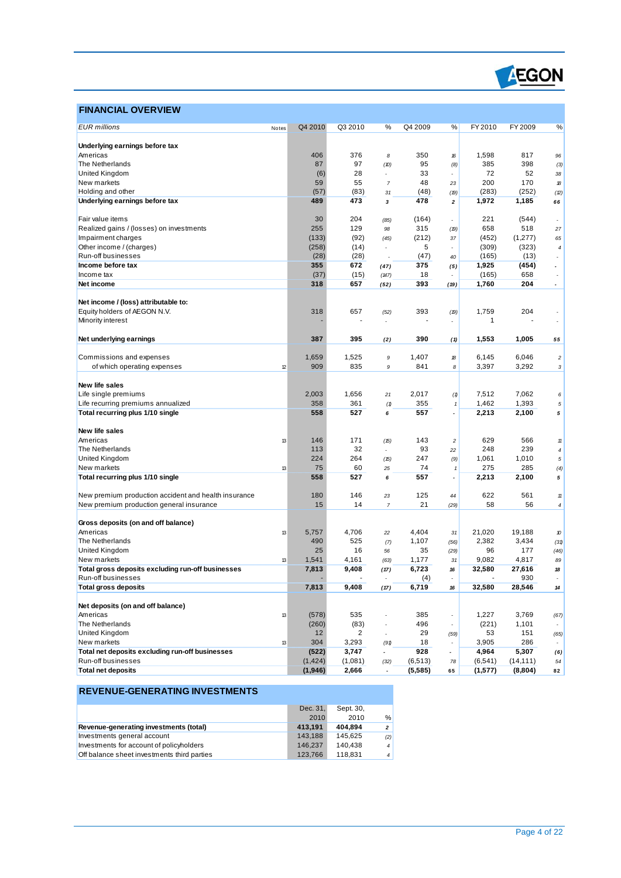## FINANCIAL OVERVIEW

| EUR millions | Notes | Q4 2010 | Q3 2010 | % | Q4 2009 | % | FY 2010 | FY 2009 | % |
|---|---|---|---|---|---|---|---|---|---|
| **Underlying earnings before tax** | | | | | | | | | |
| Americas | | 406 | 376 | 8 | 350 | 16 | 1,598 | 817 | 96 |
| The Netherlands | | 87 | 97 | (10) | 95 | (8) | 385 | 398 | (3) |
| United Kingdom | | (6) | 28 | - | 33 | - | 72 | 52 | 38 |
| New markets | | 59 | 55 | 7 | 48 | 23 | 200 | 170 | 18 |
| Holding and other | | (57) | (83) | 31 | (48) | (19) | (283) | (252) | (12) |
| **Underlying earnings before tax** | | **489** | **473** | **3** | **478** | **2** | **1,972** | **1,185** | **66** |
| | | | | | | | | | |
| Fair value items | | 30 | 204 | (85) | (164) | - | 221 | (544) | - |
| Realized gains / (losses) on investments | | 255 | 129 | 98 | 315 | (19) | 658 | 518 | 27 |
| Impairment charges | | (133) | (92) | (45) | (212) | 37 | (452) | (1,277) | 65 |
| Other income / (charges) | | (258) | (14) | - | 5 | - | (309) | (323) | 4 |
| Run-off businesses | | (28) | (28) | - | (47) | 40 | (165) | (13) | - |
| **Income before tax** | | **355** | **672** | **(47)** | **375** | **(5)** | **1,925** | **(454)** | **-** |
| Income tax | | (37) | (15) | (147) | 18 | - | (165) | 658 | - |
| **Net income** | | **318** | **657** | **(52)** | **393** | **(19)** | **1,760** | **204** | **-** |
| | | | | | | | | | |
| **Net income / (loss) attributable to:** | | | | | | | | | |
| Equity holders of AEGON N.V. | | 318 | 657 | (52) | 393 | (19) | 1,759 | 204 | - |
| Minority interest | | - | - | - | - | - | 1 | - | - |
| | | | | | | | | | |
| **Net underlying earnings** | | **387** | **395** | **(2)** | **390** | **(1)** | **1,553** | **1,005** | **55** |
| | | | | | | | | | |
| Commissions and expenses | | 1,659 | 1,525 | 9 | 1,407 | 18 | 6,145 | 6,046 | 2 |
| of which operating expenses | 12 | 909 | 835 | 9 | 841 | 8 | 3,397 | 3,292 | 3 |
| | | | | | | | | | |
| **New life sales** | | | | | | | | | |
| Life single premiums | | 2,003 | 1,656 | 21 | 2,017 | (1) | 7,512 | 7,062 | 6 |
| Life recurring premiums annualized | | 358 | 361 | (1) | 355 | 1 | 1,462 | 1,393 | 5 |
| **Total recurring plus 1/10 single** | | **558** | **527** | **6** | **557** | **-** | **2,213** | **2,100** | **5** |
| | | | | | | | | | |
| **New life sales** | | | | | | | | | |
| Americas | 13 | 146 | 171 | (15) | 143 | 2 | 629 | 566 | 11 |
| The Netherlands | | 113 | 32 | - | 93 | 22 | 248 | 239 | 4 |
| United Kingdom | | 224 | 264 | (15) | 247 | (9) | 1,061 | 1,010 | 5 |
| New markets | 13 | 75 | 60 | 25 | 74 | 1 | 275 | 285 | (4) |
| **Total recurring plus 1/10 single** | | **558** | **527** | **6** | **557** | **-** | **2,213** | **2,100** | **5** |
| | | | | | | | | | |
| New premium production accident and health insurance | | 180 | 146 | 23 | 125 | 44 | 622 | 561 | 11 |
| New premium production general insurance | | 15 | 14 | 7 | 21 | (29) | 58 | 56 | 4 |
| | | | | | | | | | |
| **Gross deposits (on and off balance)** | | | | | | | | | |
| Americas | 13 | 5,757 | 4,706 | 22 | 4,404 | 31 | 21,020 | 19,188 | 10 |
| The Netherlands | | 490 | 525 | (7) | 1,107 | (56) | 2,382 | 3,434 | (31) |
| United Kingdom | | 25 | 16 | 56 | 35 | (29) | 96 | 177 | (46) |
| New markets | 13 | 1,541 | 4,161 | (63) | 1,177 | 31 | 9,082 | 4,817 | 89 |
| **Total gross deposits excluding run-off businesses** | | **7,813** | **9,408** | **(17)** | **6,723** | **16** | **32,580** | **27,616** | **18** |
| Run-off businesses | | - | - | - | (4) | - | - | 930 | - |
| **Total gross deposits** | | **7,813** | **9,408** | **(17)** | **6,719** | **16** | **32,580** | **28,546** | **14** |
| | | | | | | | | | |
| **Net deposits (on and off balance)** | | | | | | | | | |
| Americas | 13 | (578) | 535 | - | 385 | - | 1,227 | 3,769 | (67) |
| The Netherlands | | (260) | (83) | - | 496 | - | (221) | 1,101 | - |
| United Kingdom | | 12 | 2 | - | 29 | (59) | 53 | 151 | (65) |
| New markets | 13 | 304 | 3,293 | (91) | 18 | - | 3,905 | 286 | - |
| **Total net deposits excluding run-off businesses** | | **(522)** | **3,747** | **-** | **928** | **-** | **4,964** | **5,307** | **(6)** |
| Run-off businesses | | (1,424) | (1,081) | (32) | (6,513) | 78 | (6,541) | (14,111) | 54 |
| **Total net deposits** | | **(1,946)** | **2,666** | **-** | **(5,585)** | **65** | **(1,577)** | **(8,804)** | **82** |

## REVENUE-GENERATING INVESTMENTS

| | Dec. 31, 2010 | Sept. 30, 2010 | % |
|---|---|---|---|
| **Revenue-generating investments (total)** | **413,191** | **404,894** | **2** |
| Investments general account | 143,188 | 145,625 | (2) |
| Investments for account of policyholders | 146,237 | 140,438 | 4 |
| Off balance sheet investments third parties | 123,766 | 118,831 | 4 |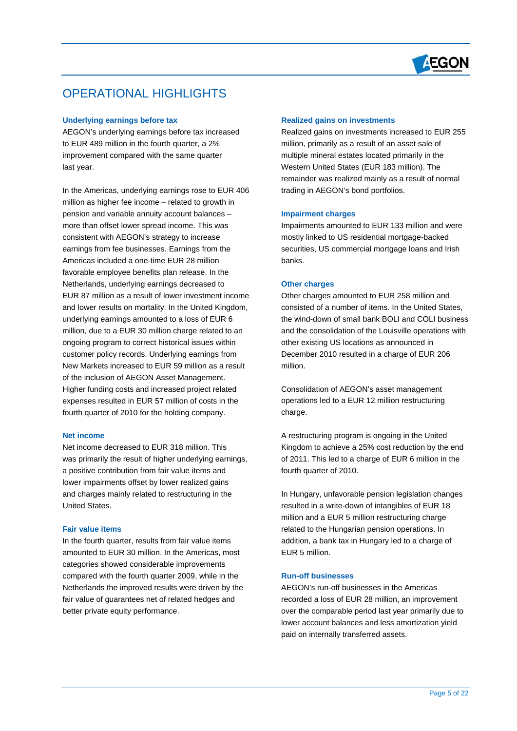# OPERATIONAL HIGHLIGHTS

### Underlying earnings before tax

AEGON's underlying earnings before tax increased to EUR 489 million in the fourth quarter, a 2% improvement compared with the same quarter last year.

In the Americas, underlying earnings rose to EUR 406 million as higher fee income – related to growth in pension and variable annuity account balances – more than offset lower spread income. This was consistent with AEGON's strategy to increase earnings from fee businesses. Earnings from the Americas included a one-time EUR 28 million favorable employee benefits plan release. In the Netherlands, underlying earnings decreased to EUR 87 million as a result of lower investment income and lower results on mortality. In the United Kingdom, underlying earnings amounted to a loss of EUR 6 million, due to a EUR 30 million charge related to an ongoing program to correct historical issues within customer policy records. Underlying earnings from New Markets increased to EUR 59 million as a result of the inclusion of AEGON Asset Management. Higher funding costs and increased project related expenses resulted in EUR 57 million of costs in the fourth quarter of 2010 for the holding company.

### Net income

Net income decreased to EUR 318 million. This was primarily the result of higher underlying earnings, a positive contribution from fair value items and lower impairments offset by lower realized gains and charges mainly related to restructuring in the United States.

### Fair value items

In the fourth quarter, results from fair value items amounted to EUR 30 million. In the Americas, most categories showed considerable improvements compared with the fourth quarter 2009, while in the Netherlands the improved results were driven by the fair value of guarantees net of related hedges and better private equity performance.

### Realized gains on investments

Realized gains on investments increased to EUR 255 million, primarily as a result of an asset sale of multiple mineral estates located primarily in the Western United States (EUR 183 million). The remainder was realized mainly as a result of normal trading in AEGON's bond portfolios.

### Impairment charges

Impairments amounted to EUR 133 million and were mostly linked to US residential mortgage-backed securities, US commercial mortgage loans and Irish banks.

### Other charges

Other charges amounted to EUR 258 million and consisted of a number of items. In the United States, the wind-down of small bank BOLI and COLI business and the consolidation of the Louisville operations with other existing US locations as announced in December 2010 resulted in a charge of EUR 206 million.

Consolidation of AEGON's asset management operations led to a EUR 12 million restructuring charge.

A restructuring program is ongoing in the United Kingdom to achieve a 25% cost reduction by the end of 2011. This led to a charge of EUR 6 million in the fourth quarter of 2010.

In Hungary, unfavorable pension legislation changes resulted in a write-down of intangibles of EUR 18 million and a EUR 5 million restructuring charge related to the Hungarian pension operations. In addition, a bank tax in Hungary led to a charge of EUR 5 million.

### Run-off businesses

AEGON's run-off businesses in the Americas recorded a loss of EUR 28 million, an improvement over the comparable period last year primarily due to lower account balances and less amortization yield paid on internally transferred assets.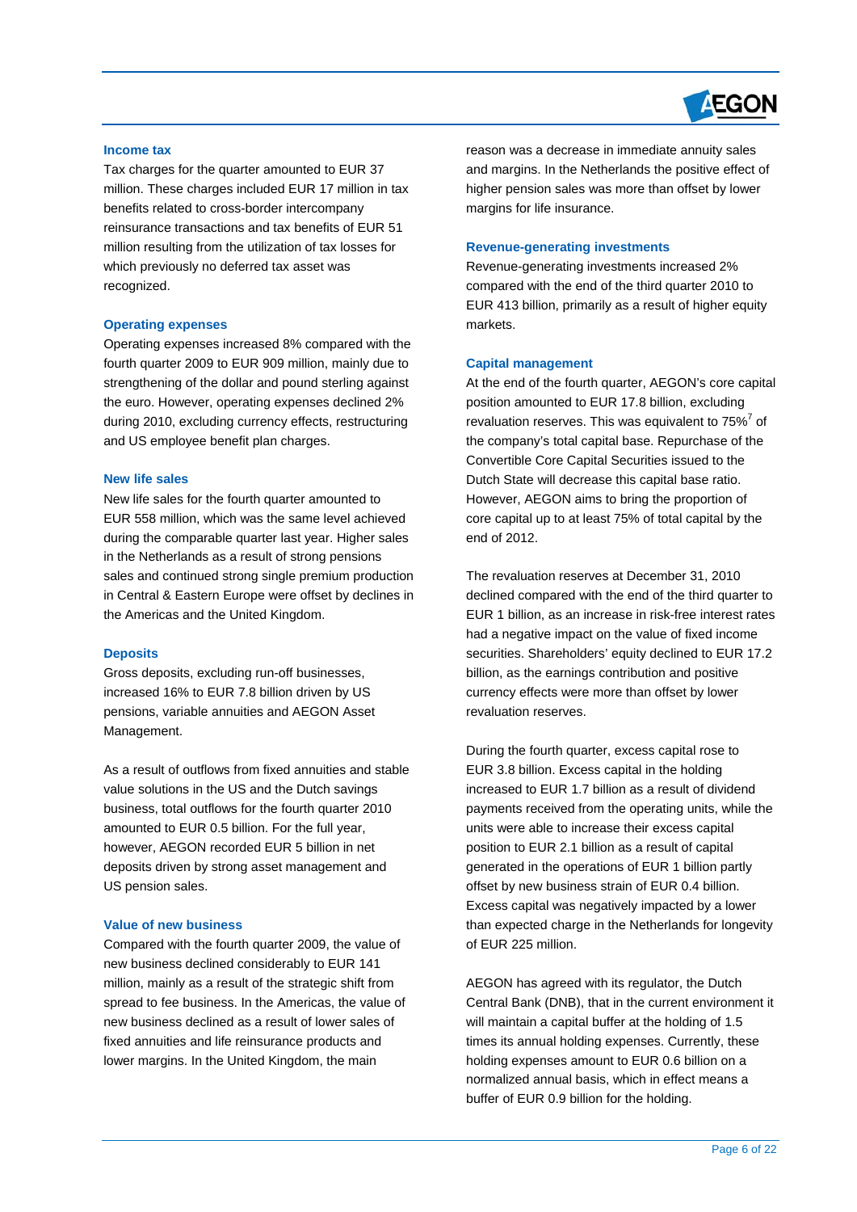### Income tax

Tax charges for the quarter amounted to EUR 37 million. These charges included EUR 17 million in tax benefits related to cross-border intercompany reinsurance transactions and tax benefits of EUR 51 million resulting from the utilization of tax losses for which previously no deferred tax asset was recognized.

### Operating expenses

Operating expenses increased 8% compared with the fourth quarter 2009 to EUR 909 million, mainly due to strengthening of the dollar and pound sterling against the euro. However, operating expenses declined 2% during 2010, excluding currency effects, restructuring and US employee benefit plan charges.

### New life sales

New life sales for the fourth quarter amounted to EUR 558 million, which was the same level achieved during the comparable quarter last year. Higher sales in the Netherlands as a result of strong pensions sales and continued strong single premium production in Central & Eastern Europe were offset by declines in the Americas and the United Kingdom.

### Deposits

Gross deposits, excluding run-off businesses, increased 16% to EUR 7.8 billion driven by US pensions, variable annuities and AEGON Asset Management.

As a result of outflows from fixed annuities and stable value solutions in the US and the Dutch savings business, total outflows for the fourth quarter 2010 amounted to EUR 0.5 billion. For the full year, however, AEGON recorded EUR 5 billion in net deposits driven by strong asset management and US pension sales.

### Value of new business

Compared with the fourth quarter 2009, the value of new business declined considerably to EUR 141 million, mainly as a result of the strategic shift from spread to fee business. In the Americas, the value of new business declined as a result of lower sales of fixed annuities and life reinsurance products and lower margins. In the United Kingdom, the main reason was a decrease in immediate annuity sales and margins. In the Netherlands the positive effect of higher pension sales was more than offset by lower margins for life insurance.

### Revenue-generating investments

Revenue-generating investments increased 2% compared with the end of the third quarter 2010 to EUR 413 billion, primarily as a result of higher equity markets.

### Capital management

At the end of the fourth quarter, AEGON's core capital position amounted to EUR 17.8 billion, excluding revaluation reserves. This was equivalent to 75%[7] of the company's total capital base. Repurchase of the Convertible Core Capital Securities issued to the Dutch State will decrease this capital base ratio. However, AEGON aims to bring the proportion of core capital up to at least 75% of total capital by the end of 2012.

The revaluation reserves at December 31, 2010 declined compared with the end of the third quarter to EUR 1 billion, as an increase in risk-free interest rates had a negative impact on the value of fixed income securities. Shareholders' equity declined to EUR 17.2 billion, as the earnings contribution and positive currency effects were more than offset by lower revaluation reserves.

During the fourth quarter, excess capital rose to EUR 3.8 billion. Excess capital in the holding increased to EUR 1.7 billion as a result of dividend payments received from the operating units, while the units were able to increase their excess capital position to EUR 2.1 billion as a result of capital generated in the operations of EUR 1 billion partly offset by new business strain of EUR 0.4 billion. Excess capital was negatively impacted by a lower than expected charge in the Netherlands for longevity of EUR 225 million.

AEGON has agreed with its regulator, the Dutch Central Bank (DNB), that in the current environment it will maintain a capital buffer at the holding of 1.5 times its annual holding expenses. Currently, these holding expenses amount to EUR 0.6 billion on a normalized annual basis, which in effect means a buffer of EUR 0.9 billion for the holding.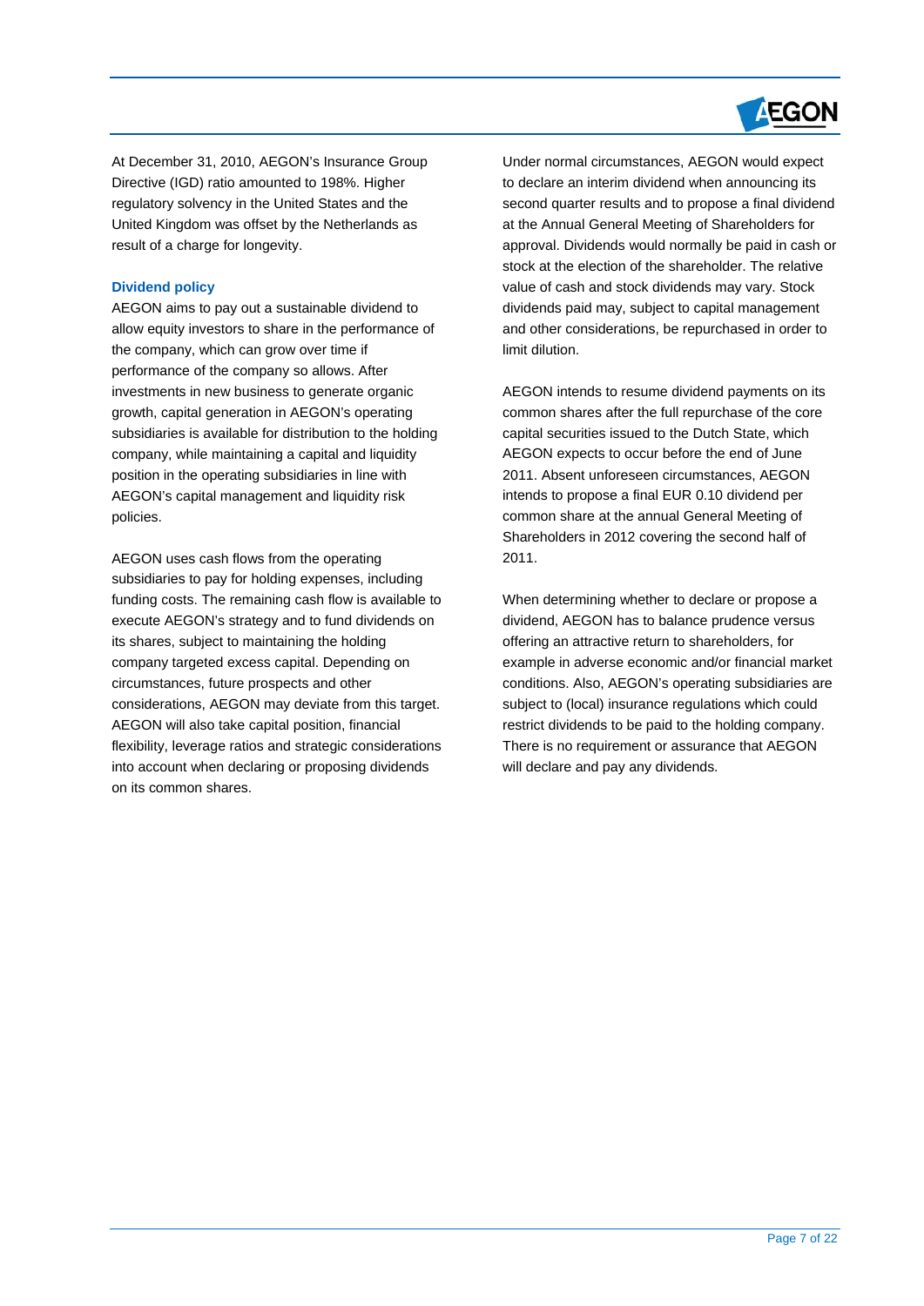At December 31, 2010, AEGON's Insurance Group Directive (IGD) ratio amounted to 198%. Higher regulatory solvency in the United States and the United Kingdom was offset by the Netherlands as result of a charge for longevity.

### Dividend policy

AEGON aims to pay out a sustainable dividend to allow equity investors to share in the performance of the company, which can grow over time if performance of the company so allows. After investments in new business to generate organic growth, capital generation in AEGON's operating subsidiaries is available for distribution to the holding company, while maintaining a capital and liquidity position in the operating subsidiaries in line with AEGON's capital management and liquidity risk policies.

AEGON uses cash flows from the operating subsidiaries to pay for holding expenses, including funding costs. The remaining cash flow is available to execute AEGON's strategy and to fund dividends on its shares, subject to maintaining the holding company targeted excess capital. Depending on circumstances, future prospects and other considerations, AEGON may deviate from this target. AEGON will also take capital position, financial flexibility, leverage ratios and strategic considerations into account when declaring or proposing dividends on its common shares.

Under normal circumstances, AEGON would expect to declare an interim dividend when announcing its second quarter results and to propose a final dividend at the Annual General Meeting of Shareholders for approval. Dividends would normally be paid in cash or stock at the election of the shareholder. The relative value of cash and stock dividends may vary. Stock dividends paid may, subject to capital management and other considerations, be repurchased in order to limit dilution.

AEGON intends to resume dividend payments on its common shares after the full repurchase of the core capital securities issued to the Dutch State, which AEGON expects to occur before the end of June 2011. Absent unforeseen circumstances, AEGON intends to propose a final EUR 0.10 dividend per common share at the annual General Meeting of Shareholders in 2012 covering the second half of 2011.

When determining whether to declare or propose a dividend, AEGON has to balance prudence versus offering an attractive return to shareholders, for example in adverse economic and/or financial market conditions. Also, AEGON's operating subsidiaries are subject to (local) insurance regulations which could restrict dividends to be paid to the holding company. There is no requirement or assurance that AEGON will declare and pay any dividends.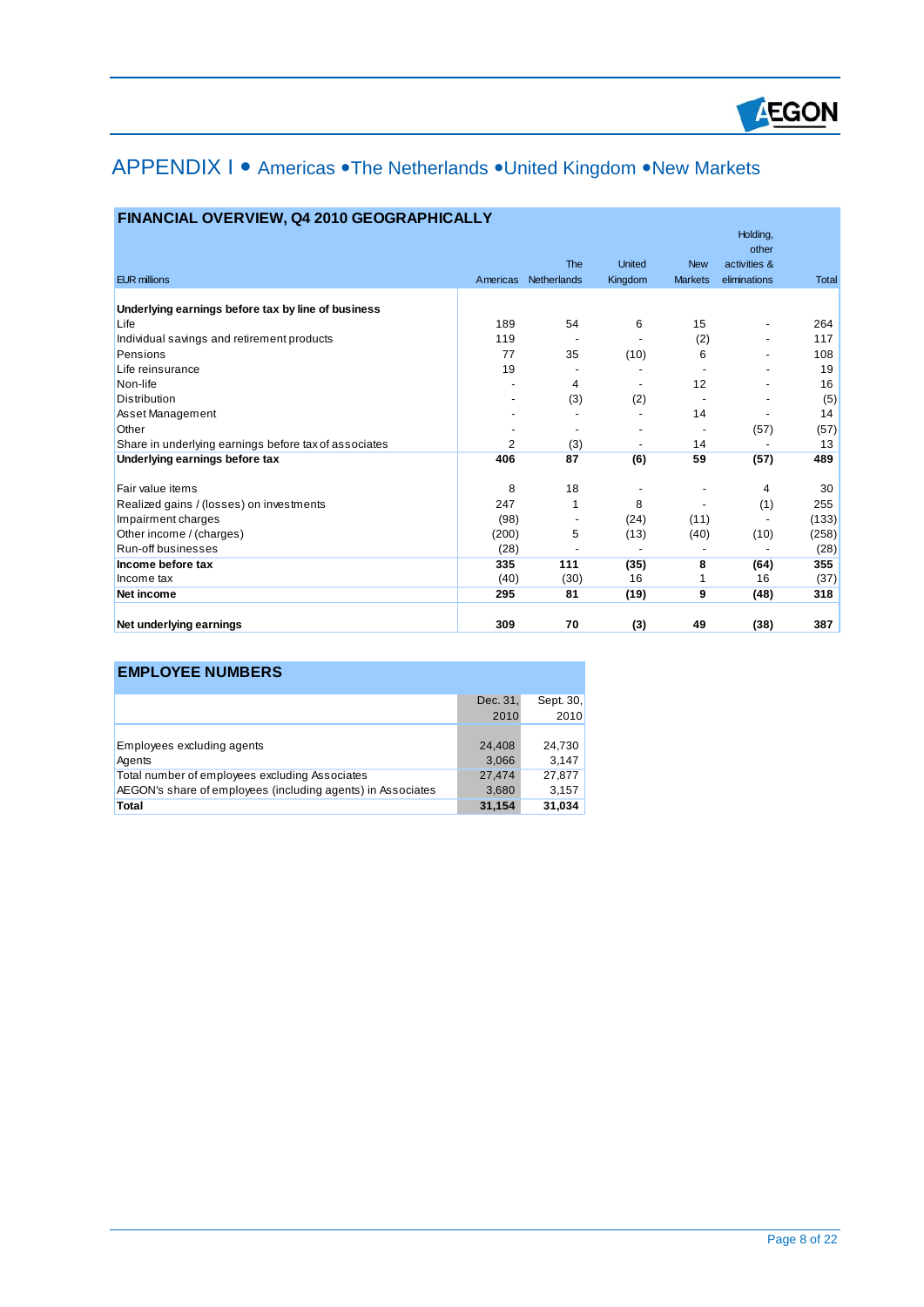# APPENDIX I • Americas • The Netherlands • United Kingdom • New Markets

## FINANCIAL OVERVIEW, Q4 2010 GEOGRAPHICALLY

| EUR millions | Americas | The Netherlands | United Kingdom | New Markets | Holding, other activities & eliminations | Total |
|---|---|---|---|---|---|---|
| **Underlying earnings before tax by line of business** | | | | | | |
| Life | 189 | 54 | 6 | 15 | - | 264 |
| Individual savings and retirement products | 119 | - | - | (2) | - | 117 |
| Pensions | 77 | 35 | (10) | 6 | - | 108 |
| Life reinsurance | 19 | - | - | - | - | 19 |
| Non-life | - | 4 | - | 12 | - | 16 |
| Distribution | - | (3) | (2) | - | - | (5) |
| Asset Management | - | - | - | 14 | - | 14 |
| Other | - | - | - | - | (57) | (57) |
| Share in underlying earnings before tax of associates | 2 | (3) | - | 14 | - | 13 |
| **Underlying earnings before tax** | **406** | **87** | **(6)** | **59** | **(57)** | **489** |
| | | | | | | |
| Fair value items | 8 | 18 | - | - | 4 | 30 |
| Realized gains / (losses) on investments | 247 | 1 | 8 | - | (1) | 255 |
| Impairment charges | (98) | - | (24) | (11) | - | (133) |
| Other income / (charges) | (200) | 5 | (13) | (40) | (10) | (258) |
| Run-off businesses | (28) | - | - | - | - | (28) |
| **Income before tax** | **335** | **111** | **(35)** | **8** | **(64)** | **355** |
| Income tax | (40) | (30) | 16 | 1 | 16 | (37) |
| **Net income** | **295** | **81** | **(19)** | **9** | **(48)** | **318** |
| | | | | | | |
| **Net underlying earnings** | **309** | **70** | **(3)** | **49** | **(38)** | **387** |

## EMPLOYEE NUMBERS

| | Dec. 31, 2010 | Sept. 30, 2010 |
|---|---|---|
| Employees excluding agents | 24,408 | 24,730 |
| Agents | 3,066 | 3,147 |
| Total number of employees excluding Associates | 27,474 | 27,877 |
| AEGON's share of employees (including agents) in Associates | 3,680 | 3,157 |
| **Total** | **31,154** | **31,034** |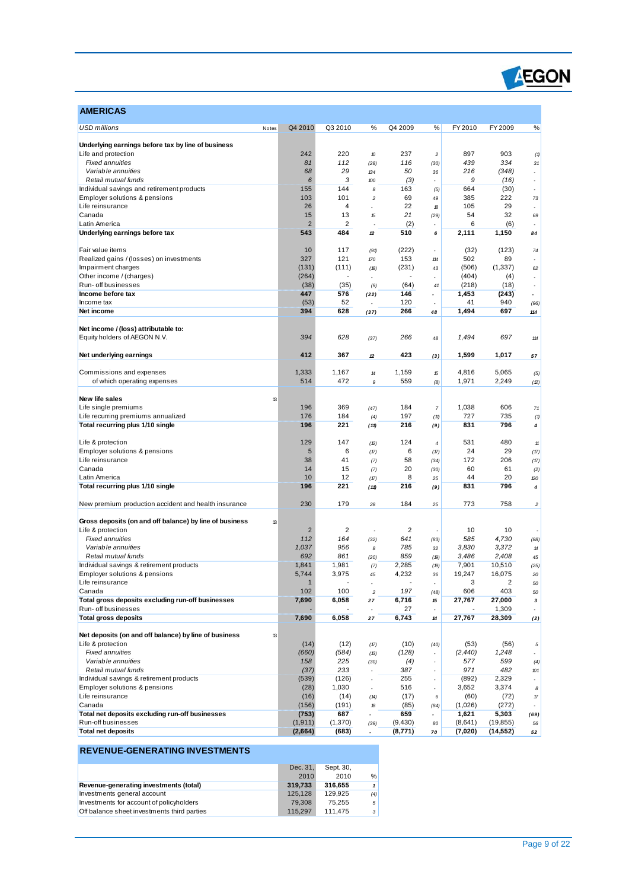## AMERICAS

| USD millions | Notes | Q4 2010 | Q3 2010 | % | Q4 2009 | % | FY 2010 | FY 2009 | % |
|---|---|---|---|---|---|---|---|---|---|
| **Underlying earnings before tax by line of business** | | | | | | | | | |
| Life and protection | | 242 | 220 | 10 | 237 | 2 | 897 | 903 | (1) |
| *Fixed annuities* | | *81* | *112* | *(28)* | *116* | *(30)* | *439* | *334* | *31* |
| *Variable annuities* | | *68* | *29* | *134* | *50* | *36* | *216* | *(348)* | - |
| *Retail mutual funds* | | *6* | *3* | *100* | *(3)* | - | *9* | *(16)* | - |
| Individual savings and retirement products | | 155 | 144 | 8 | 163 | (5) | 664 | (30) | - |
| Employer solutions & pensions | | 103 | 101 | 2 | 69 | 49 | 385 | 222 | 73 |
| Life reinsurance | | 26 | 4 | - | 22 | 18 | 105 | 29 | - |
| Canada | | 15 | 13 | 15 | 21 | (29) | 54 | 32 | 69 |
| Latin America | | 2 | 2 | - | (2) | - | 6 | (6) | - |
| **Underlying earnings before tax** | | **543** | **484** | **12** | **510** | **6** | **2,111** | **1,150** | **84** |
| | | | | | | | | | |
| Fair value items | | 10 | 117 | (91) | (222) | - | (32) | (123) | 74 |
| Realized gains / (losses) on investments | | 327 | 121 | 170 | 153 | 114 | 502 | 89 | - |
| Impairment charges | | (131) | (111) | (18) | (231) | 43 | (506) | (1,337) | 62 |
| Other income / (charges) | | (264) | - | - | - | - | (404) | (4) | - |
| Run-off businesses | | (38) | (35) | (9) | (64) | 41 | (218) | (18) | - |
| **Income before tax** | | **447** | **576** | **(22)** | **146** | **-** | **1,453** | **(243)** | **-** |
| Income tax | | (53) | 52 | - | 120 | - | 41 | 940 | (96) |
| **Net income** | | **394** | **628** | **(37)** | **266** | **48** | **1,494** | **697** | **114** |
| | | | | | | | | | |
| **Net income / (loss) attributable to:** | | | | | | | | | |
| Equity holders of AEGON N.V. | | *394* | *628* | *(37)* | *266* | *48* | *1,494* | *697* | *114* |
| | | | | | | | | | |
| **Net underlying earnings** | | **412** | **367** | **12** | **423** | **(3)** | **1,599** | **1,017** | **57** |
| | | | | | | | | | |
| Commissions and expenses | | 1,333 | 1,167 | 14 | 1,159 | 15 | 4,816 | 5,065 | (5) |
| of which operating expenses | | 514 | 472 | 9 | 559 | (8) | 1,971 | 2,249 | (12) |
| | | | | | | | | | |
| **New life sales** | 13 | | | | | | | | |
| Life single premiums | | 196 | 369 | (47) | 184 | 7 | 1,038 | 606 | 71 |
| Life recurring premiums annualized | | 176 | 184 | (4) | 197 | (11) | 727 | 735 | (1) |
| **Total recurring plus 1/10 single** | | **196** | **221** | **(11)** | **216** | **(9)** | **831** | **796** | **4** |
| | | | | | | | | | |
| Life & protection | | 129 | 147 | (12) | 124 | 4 | 531 | 480 | 11 |
| Employer solutions & pensions | | 5 | 6 | (17) | 6 | (17) | 24 | 29 | (17) |
| Life reinsurance | | 38 | 41 | (7) | 58 | (34) | 172 | 206 | (17) |
| Canada | | 14 | 15 | (7) | 20 | (30) | 60 | 61 | (2) |
| Latin America | | 10 | 12 | (17) | 8 | 25 | 44 | 20 | 120 |
| **Total recurring plus 1/10 single** | | **196** | **221** | **(11)** | **216** | **(9)** | **831** | **796** | **4** |
| | | | | | | | | | |
| New premium production accident and health insurance | | 230 | 179 | 28 | 184 | 25 | 773 | 758 | 2 |
| | | | | | | | | | |
| **Gross deposits (on and off balance) by line of business** | 13 | | | | | | | | |
| Life & protection | | 2 | 2 | - | 2 | - | 10 | 10 | - |
| *Fixed annuities* | | *112* | *164* | *(32)* | *641* | *(83)* | *585* | *4,730* | *(88)* |
| *Variable annuities* | | *1,037* | *956* | *8* | *785* | *32* | *3,830* | *3,372* | *14* |
| *Retail mutual funds* | | *692* | *861* | *(20)* | *859* | *(19)* | *3,486* | *2,408* | *45* |
| Individual savings & retirement products | | 1,841 | 1,981 | (7) | 2,285 | (19) | 7,901 | 10,510 | (25) |
| Employer solutions & pensions | | 5,744 | 3,975 | 45 | 4,232 | 36 | 19,247 | 16,075 | 20 |
| Life reinsurance | | 1 | - | - | - | - | 3 | 2 | 50 |
| Canada | | 102 | 100 | 2 | 197 | (48) | 606 | 403 | 50 |
| **Total gross deposits excluding run-off businesses** | | **7,690** | **6,058** | **27** | **6,716** | **15** | **27,767** | **27,000** | **3** |
| Run-off businesses | | - | - | - | 27 | - | - | 1,309 | - |
| **Total gross deposits** | | **7,690** | **6,058** | **27** | **6,743** | **14** | **27,767** | **28,309** | **(2)** |
| | | | | | | | | | |
| **Net deposits (on and off balance) by line of business** | 13 | | | | | | | | |
| Life & protection | | (14) | (12) | (17) | (10) | (40) | (53) | (56) | 5 |
| *Fixed annuities* | | *(660)* | *(584)* | *(13)* | *(128)* | - | *(2,440)* | *1,248* | - |
| *Variable annuities* | | *158* | *225* | *(30)* | *(4)* | - | *577* | *599* | *(4)* |
| *Retail mutual funds* | | *(37)* | *233* | - | *387* | - | *971* | *482* | *101* |
| Individual savings & retirement products | | (539) | (126) | - | 255 | - | (892) | 2,329 | - |
| Employer solutions & pensions | | (28) | 1,030 | - | 516 | - | 3,652 | 3,374 | 8 |
| Life reinsurance | | (16) | (14) | (14) | (17) | 6 | (60) | (72) | 17 |
| Canada | | (156) | (191) | 18 | (85) | (84) | (1,026) | (272) | - |
| **Total net deposits excluding run-off businesses** | | **(753)** | **687** | **-** | **659** | **-** | **1,621** | **5,303** | **(69)** |
| Run-off businesses | | (1,911) | (1,370) | (39) | (9,430) | 80 | (8,641) | (19,855) | 56 |
| **Total net deposits** | | **(2,664)** | **(683)** | **-** | **(8,771)** | **70** | **(7,020)** | **(14,552)** | **52** |

## REVENUE-GENERATING INVESTMENTS

| | Dec. 31, 2010 | Sept. 30, 2010 | % |
|---|---|---|---|
| **Revenue-generating investments (total)** | **319,733** | **316,655** | **1** |
| Investments general account | 125,128 | 129,925 | (4) |
| Investments for account of policyholders | 79,308 | 75,255 | 5 |
| Off balance sheet investments third parties | 115,297 | 111,475 | 3 |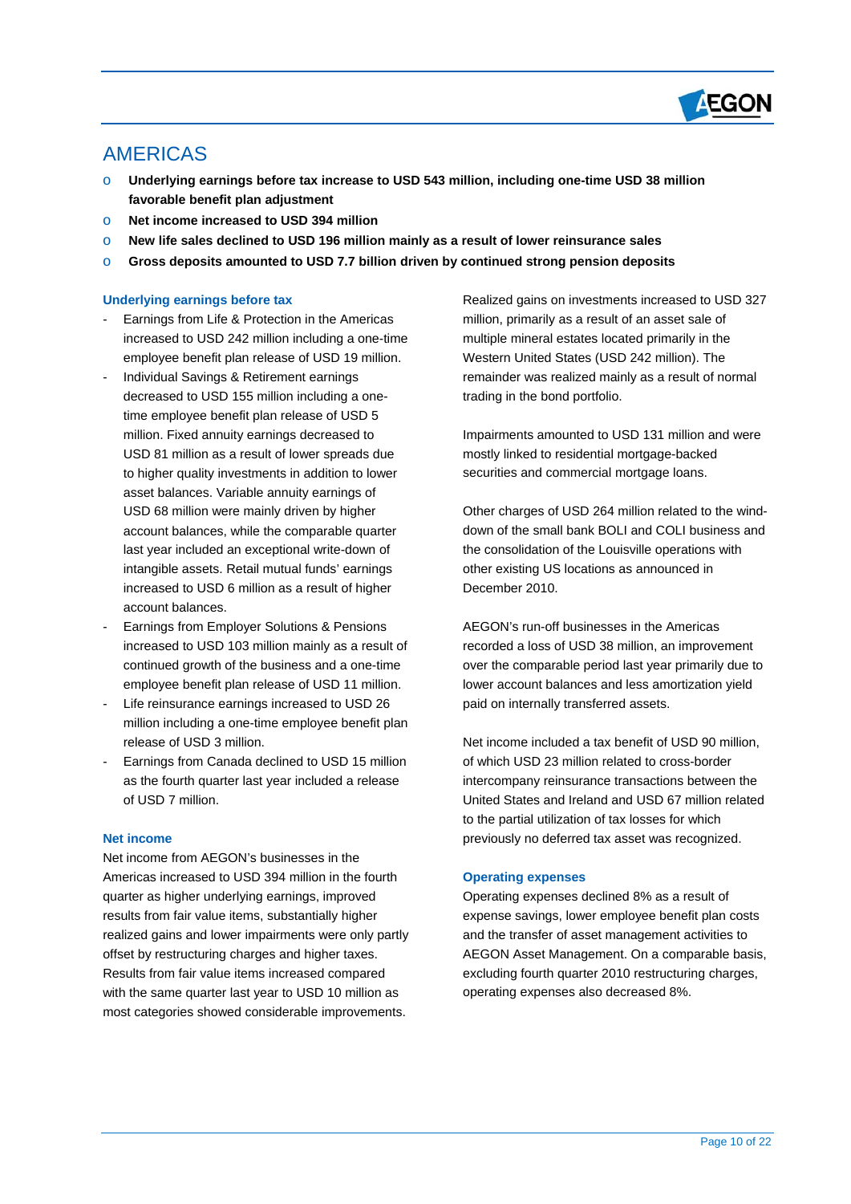## AMERICAS

- **Underlying earnings before tax increase to USD 543 million, including one-time USD 38 million favorable benefit plan adjustment**
- **Net income increased to USD 394 million**
- **New life sales declined to USD 196 million mainly as a result of lower reinsurance sales**
- **Gross deposits amounted to USD 7.7 billion driven by continued strong pension deposits**

### Underlying earnings before tax

- Earnings from Life & Protection in the Americas increased to USD 242 million including a one-time employee benefit plan release of USD 19 million.
- Individual Savings & Retirement earnings decreased to USD 155 million including a one-time employee benefit plan release of USD 5 million. Fixed annuity earnings decreased to USD 81 million as a result of lower spreads due to higher quality investments in addition to lower asset balances. Variable annuity earnings of USD 68 million were mainly driven by higher account balances, while the comparable quarter last year included an exceptional write-down of intangible assets. Retail mutual funds' earnings increased to USD 6 million as a result of higher account balances.
- Earnings from Employer Solutions & Pensions increased to USD 103 million mainly as a result of continued growth of the business and a one-time employee benefit plan release of USD 11 million.
- Life reinsurance earnings increased to USD 26 million including a one-time employee benefit plan release of USD 3 million.
- Earnings from Canada declined to USD 15 million as the fourth quarter last year included a release of USD 7 million.

### Net income

Net income from AEGON's businesses in the Americas increased to USD 394 million in the fourth quarter as higher underlying earnings, improved results from fair value items, substantially higher realized gains and lower impairments were only partly offset by restructuring charges and higher taxes. Results from fair value items increased compared with the same quarter last year to USD 10 million as most categories showed considerable improvements.

Realized gains on investments increased to USD 327 million, primarily as a result of an asset sale of multiple mineral estates located primarily in the Western United States (USD 242 million). The remainder was realized mainly as a result of normal trading in the bond portfolio.

Impairments amounted to USD 131 million and were mostly linked to residential mortgage-backed securities and commercial mortgage loans.

Other charges of USD 264 million related to the wind-down of the small bank BOLI and COLI business and the consolidation of the Louisville operations with other existing US locations as announced in December 2010.

AEGON's run-off businesses in the Americas recorded a loss of USD 38 million, an improvement over the comparable period last year primarily due to lower account balances and less amortization yield paid on internally transferred assets.

Net income included a tax benefit of USD 90 million, of which USD 23 million related to cross-border intercompany reinsurance transactions between the United States and Ireland and USD 67 million related to the partial utilization of tax losses for which previously no deferred tax asset was recognized.

### Operating expenses

Operating expenses declined 8% as a result of expense savings, lower employee benefit plan costs and the transfer of asset management activities to AEGON Asset Management. On a comparable basis, excluding fourth quarter 2010 restructuring charges, operating expenses also decreased 8%.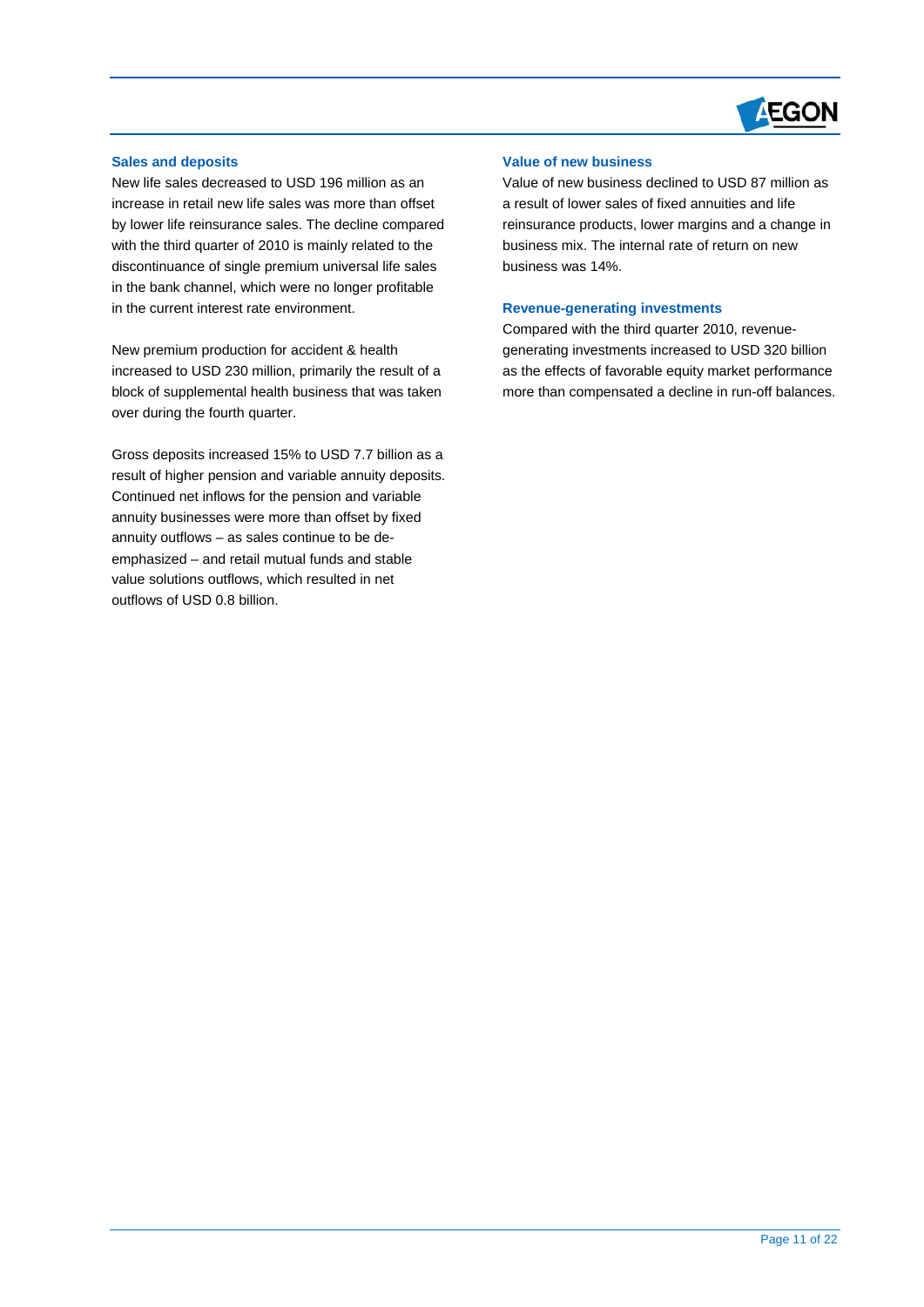### Sales and deposits

New life sales decreased to USD 196 million as an increase in retail new life sales was more than offset by lower life reinsurance sales. The decline compared with the third quarter of 2010 is mainly related to the discontinuance of single premium universal life sales in the bank channel, which were no longer profitable in the current interest rate environment.

New premium production for accident & health increased to USD 230 million, primarily the result of a block of supplemental health business that was taken over during the fourth quarter.

Gross deposits increased 15% to USD 7.7 billion as a result of higher pension and variable annuity deposits. Continued net inflows for the pension and variable annuity businesses were more than offset by fixed annuity outflows – as sales continue to be de-emphasized – and retail mutual funds and stable value solutions outflows, which resulted in net outflows of USD 0.8 billion.

### Value of new business

Value of new business declined to USD 87 million as a result of lower sales of fixed annuities and life reinsurance products, lower margins and a change in business mix. The internal rate of return on new business was 14%.

### Revenue-generating investments

Compared with the third quarter 2010, revenue-generating investments increased to USD 320 billion as the effects of favorable equity market performance more than compensated a decline in run-off balances.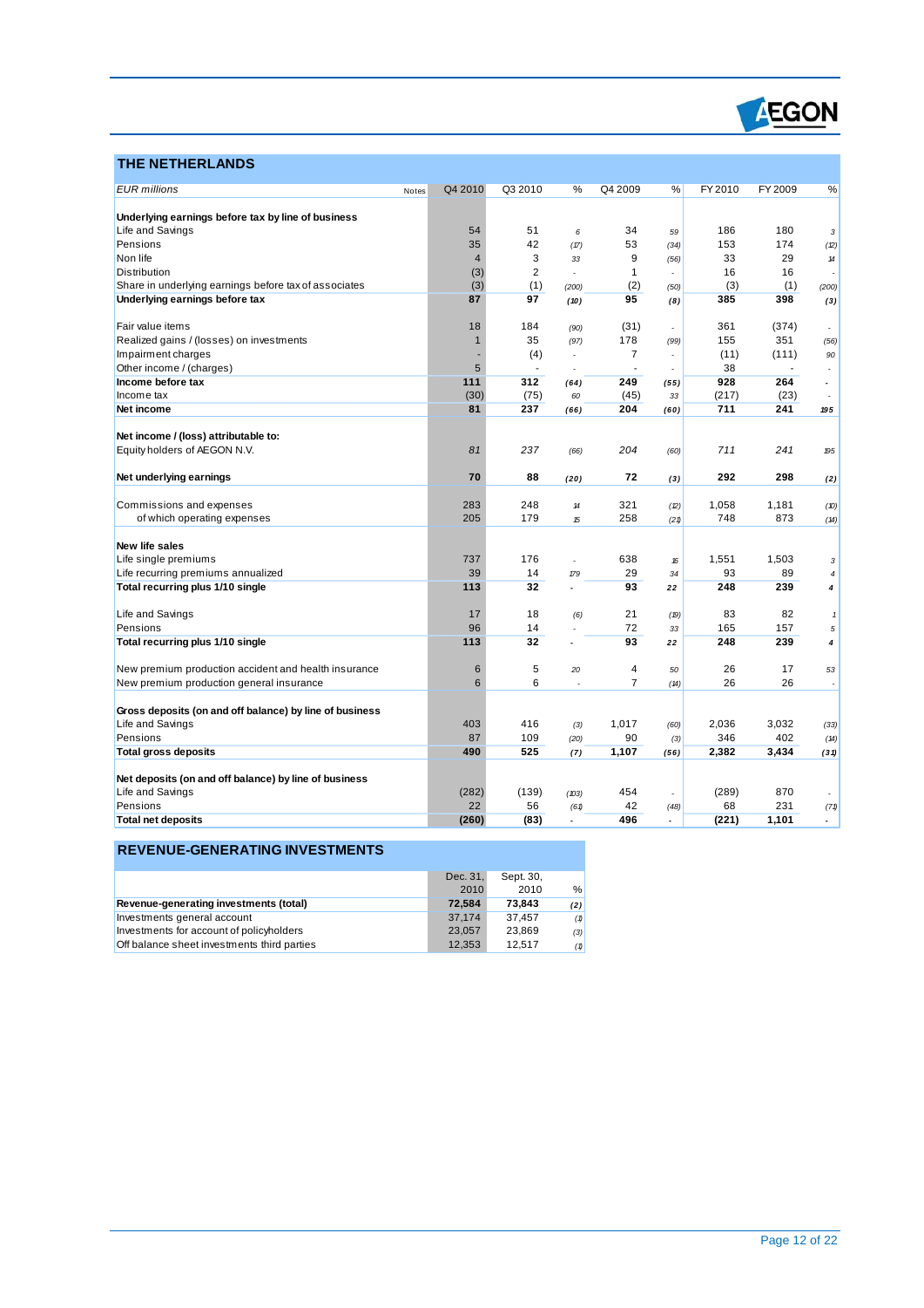## THE NETHERLANDS

| *EUR millions* | Notes | Q4 2010 | Q3 2010 | % | Q4 2009 | % | FY 2010 | FY 2009 | % |
|---|---|---|---|---|---|---|---|---|---|
| **Underlying earnings before tax by line of business** | | | | | | | | | |
| Life and Savings | | 54 | 51 | 6 | 34 | 59 | 186 | 180 | 3 |
| Pensions | | 35 | 42 | (17) | 53 | (34) | 153 | 174 | (12) |
| Non life | | 4 | 3 | 33 | 9 | (56) | 33 | 29 | 14 |
| Distribution | | (3) | 2 | - | 1 | - | 16 | 16 | - |
| Share in underlying earnings before tax of associates | | (3) | (1) | (200) | (2) | (50) | (3) | (1) | (200) |
| **Underlying earnings before tax** | | **87** | **97** | **(10)** | **95** | **(8)** | **385** | **398** | **(3)** |
| | | | | | | | | | |
| Fair value items | | 18 | 184 | (90) | (31) | - | 361 | (374) | - |
| Realized gains / (losses) on investments | | 1 | 35 | (97) | 178 | (99) | 155 | 351 | (56) |
| Impairment charges | | - | (4) | - | 7 | - | (11) | (111) | 90 |
| Other income / (charges) | | 5 | - | - | - | - | 38 | - | - |
| **Income before tax** | | **111** | **312** | **(64)** | **249** | **(55)** | **928** | **264** | **-** |
| Income tax | | (30) | (75) | 60 | (45) | 33 | (217) | (23) | - |
| **Net income** | | **81** | **237** | **(66)** | **204** | **(60)** | **711** | **241** | **195** |
| | | | | | | | | | |
| **Net income / (loss) attributable to:** | | | | | | | | | |
| Equity holders of AEGON N.V. | | *81* | *237* | *(66)* | *204* | *(60)* | *711* | *241* | *195* |
| | | | | | | | | | |
| **Net underlying earnings** | | **70** | **88** | **(20)** | **72** | **(3)** | **292** | **298** | **(2)** |
| | | | | | | | | | |
| Commissions and expenses | | 283 | 248 | 14 | 321 | (12) | 1,058 | 1,181 | (10) |
| of which operating expenses | | 205 | 179 | 15 | 258 | (21) | 748 | 873 | (14) |
| | | | | | | | | | |
| **New life sales** | | | | | | | | | |
| Life single premiums | | 737 | 176 | - | 638 | 16 | 1,551 | 1,503 | 3 |
| Life recurring premiums annualized | | 39 | 14 | 179 | 29 | 34 | 93 | 89 | 4 |
| **Total recurring plus 1/10 single** | | **113** | **32** | **-** | **93** | **22** | **248** | **239** | **4** |
| | | | | | | | | | |
| Life and Savings | | 17 | 18 | (6) | 21 | (19) | 83 | 82 | 1 |
| Pensions | | 96 | 14 | - | 72 | 33 | 165 | 157 | 5 |
| **Total recurring plus 1/10 single** | | **113** | **32** | **-** | **93** | **22** | **248** | **239** | **4** |
| | | | | | | | | | |
| New premium production accident and health insurance | | 6 | 5 | 20 | 4 | 50 | 26 | 17 | 53 |
| New premium production general insurance | | 6 | 6 | - | 7 | (14) | 26 | 26 | - |
| | | | | | | | | | |
| **Gross deposits (on and off balance) by line of business** | | | | | | | | | |
| Life and Savings | | 403 | 416 | (3) | 1,017 | (60) | 2,036 | 3,032 | (33) |
| Pensions | | 87 | 109 | (20) | 90 | (3) | 346 | 402 | (14) |
| **Total gross deposits** | | **490** | **525** | **(7)** | **1,107** | **(56)** | **2,382** | **3,434** | **(31)** |
| | | | | | | | | | |
| **Net deposits (on and off balance) by line of business** | | | | | | | | | |
| Life and Savings | | (282) | (139) | (103) | 454 | - | (289) | 870 | - |
| Pensions | | 22 | 56 | (61) | 42 | (48) | 68 | 231 | (71) |
| **Total net deposits** | | **(260)** | **(83)** | **-** | **496** | **-** | **(221)** | **1,101** | **-** |

## REVENUE-GENERATING INVESTMENTS

| | Dec. 31, 2010 | Sept. 30, 2010 | % |
|---|---|---|---|
| **Revenue-generating investments (total)** | **72,584** | **73,843** | **(2)** |
| Investments general account | 37,174 | 37,457 | (1) |
| Investments for account of policyholders | 23,057 | 23,869 | (3) |
| Off balance sheet investments third parties | 12,353 | 12,517 | (1) |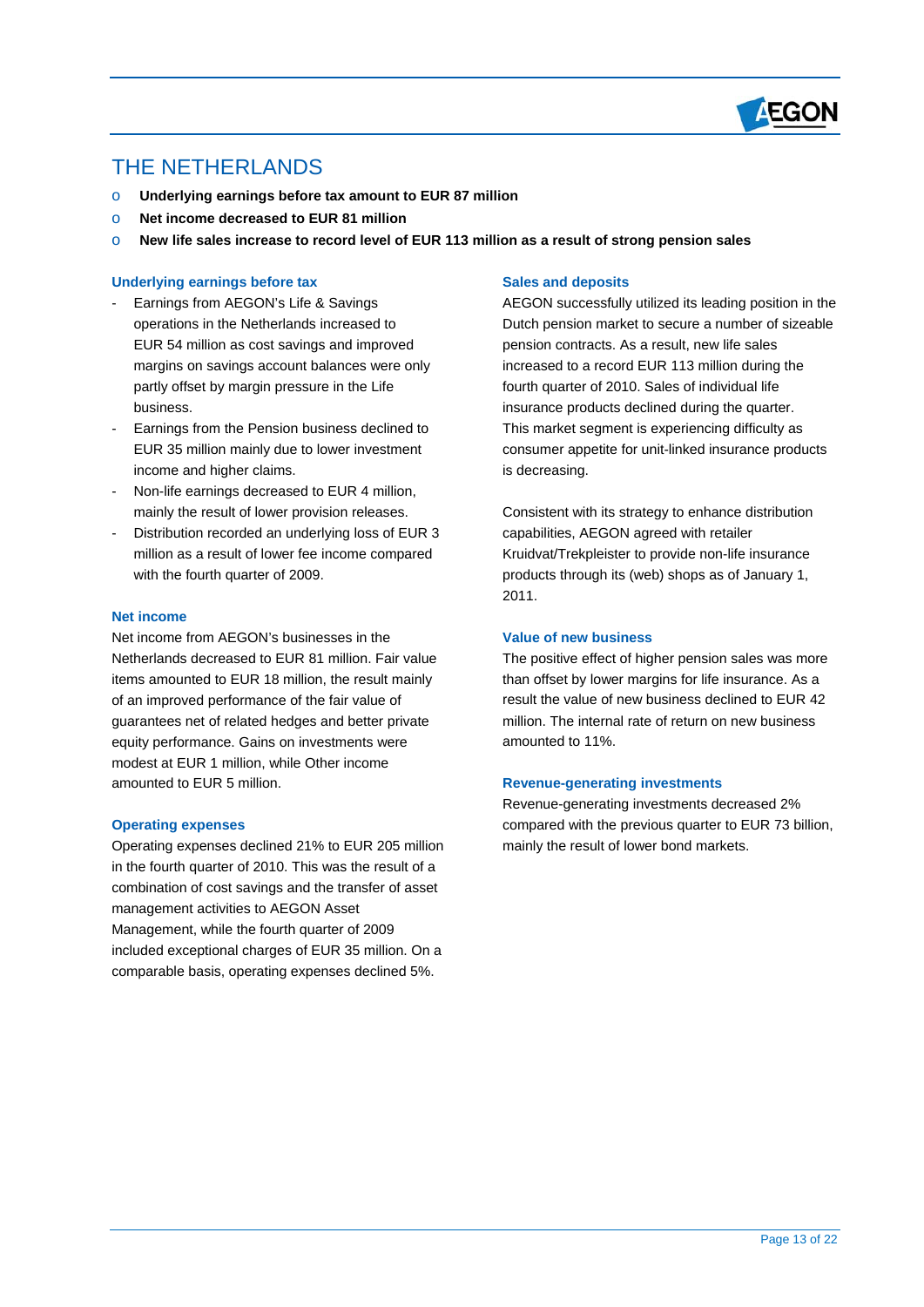# THE NETHERLANDS

- **Underlying earnings before tax amount to EUR 87 million**
- **Net income decreased to EUR 81 million**
- **New life sales increase to record level of EUR 113 million as a result of strong pension sales**

### Underlying earnings before tax

- Earnings from AEGON's Life & Savings operations in the Netherlands increased to EUR 54 million as cost savings and improved margins on savings account balances were only partly offset by margin pressure in the Life business.
- Earnings from the Pension business declined to EUR 35 million mainly due to lower investment income and higher claims.
- Non-life earnings decreased to EUR 4 million, mainly the result of lower provision releases.
- Distribution recorded an underlying loss of EUR 3 million as a result of lower fee income compared with the fourth quarter of 2009.

### Net income

Net income from AEGON's businesses in the Netherlands decreased to EUR 81 million. Fair value items amounted to EUR 18 million, the result mainly of an improved performance of the fair value of guarantees net of related hedges and better private equity performance. Gains on investments were modest at EUR 1 million, while Other income amounted to EUR 5 million.

### Operating expenses

Operating expenses declined 21% to EUR 205 million in the fourth quarter of 2010. This was the result of a combination of cost savings and the transfer of asset management activities to AEGON Asset Management, while the fourth quarter of 2009 included exceptional charges of EUR 35 million. On a comparable basis, operating expenses declined 5%.

### Sales and deposits

AEGON successfully utilized its leading position in the Dutch pension market to secure a number of sizeable pension contracts. As a result, new life sales increased to a record EUR 113 million during the fourth quarter of 2010. Sales of individual life insurance products declined during the quarter. This market segment is experiencing difficulty as consumer appetite for unit-linked insurance products is decreasing.

Consistent with its strategy to enhance distribution capabilities, AEGON agreed with retailer Kruidvat/Trekpleister to provide non-life insurance products through its (web) shops as of January 1, 2011.

### Value of new business

The positive effect of higher pension sales was more than offset by lower margins for life insurance. As a result the value of new business declined to EUR 42 million. The internal rate of return on new business amounted to 11%.

### Revenue-generating investments

Revenue-generating investments decreased 2% compared with the previous quarter to EUR 73 billion, mainly the result of lower bond markets.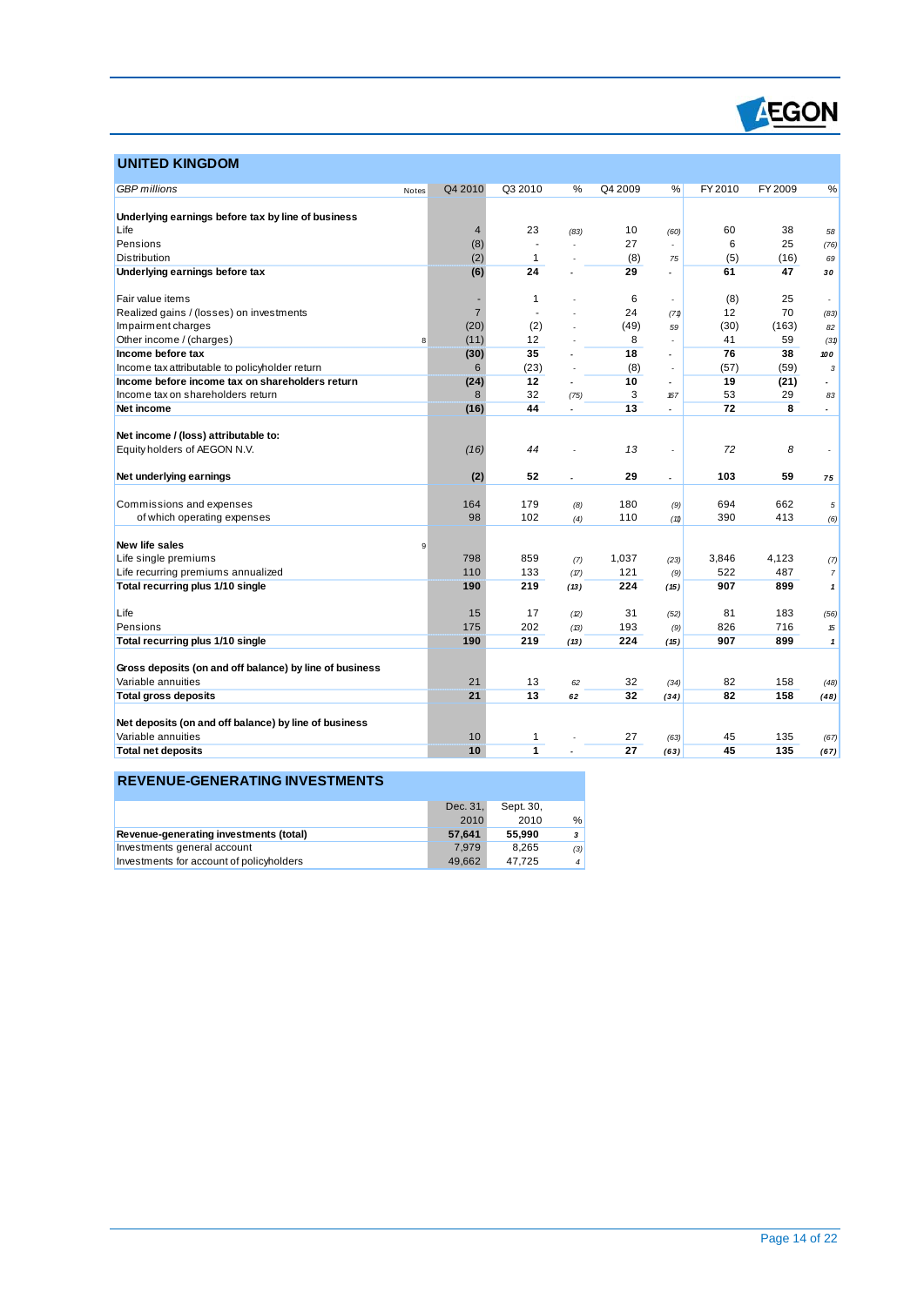## UNITED KINGDOM

| *GBP millions* | Notes | Q4 2010 | Q3 2010 | % | Q4 2009 | % | FY 2010 | FY 2009 | % |
|---|---|---|---|---|---|---|---|---|---|
| **Underlying earnings before tax by line of business** | | | | | | | | | |
| Life | | 4 | 23 | (83) | 10 | (60) | 60 | 38 | 58 |
| Pensions | | (8) | - | - | 27 | - | 6 | 25 | (76) |
| Distribution | | (2) | 1 | - | (8) | 75 | (5) | (16) | 69 |
| **Underlying earnings before tax** | | **(6)** | **24** | **-** | **29** | **-** | **61** | **47** | **30** |
| | | | | | | | | | |
| Fair value items | | - | 1 | - | 6 | - | (8) | 25 | - |
| Realized gains / (losses) on investments | | 7 | - | - | 24 | (71) | 12 | 70 | (83) |
| Impairment charges | | (20) | (2) | - | (49) | 59 | (30) | (163) | 82 |
| Other income / (charges) | 8 | (11) | 12 | - | 8 | - | 41 | 59 | (31) |
| **Income before tax** | | **(30)** | **35** | **-** | **18** | **-** | **76** | **38** | **100** |
| Income tax attributable to policyholder return | | 6 | (23) | - | (8) | - | (57) | (59) | 3 |
| **Income before income tax on shareholders return** | | **(24)** | **12** | **-** | **10** | **-** | **19** | **(21)** | **-** |
| Income tax on shareholders return | | 8 | 32 | (75) | 3 | 167 | 53 | 29 | 83 |
| **Net income** | | **(16)** | **44** | **-** | **13** | **-** | **72** | **8** | **-** |
| | | | | | | | | | |
| **Net income / (loss) attributable to:** | | | | | | | | | |
| Equity holders of AEGON N.V. | | *(16)* | *44* | - | *13* | - | *72* | *8* | - |
| | | | | | | | | | |
| **Net underlying earnings** | | **(2)** | **52** | **-** | **29** | **-** | **103** | **59** | **75** |
| | | | | | | | | | |
| Commissions and expenses | | 164 | 179 | (8) | 180 | (9) | 694 | 662 | 5 |
| of which operating expenses | | 98 | 102 | (4) | 110 | (11) | 390 | 413 | (6) |
| | | | | | | | | | |
| **New life sales** | 9 | | | | | | | | |
| Life single premiums | | 798 | 859 | (7) | 1,037 | (23) | 3,846 | 4,123 | (7) |
| Life recurring premiums annualized | | 110 | 133 | (17) | 121 | (9) | 522 | 487 | 7 |
| **Total recurring plus 1/10 single** | | **190** | **219** | **(13)** | **224** | **(15)** | **907** | **899** | **1** |
| | | | | | | | | | |
| Life | | 15 | 17 | (12) | 31 | (52) | 81 | 183 | (56) |
| Pensions | | 175 | 202 | (13) | 193 | (9) | 826 | 716 | 15 |
| **Total recurring plus 1/10 single** | | **190** | **219** | **(13)** | **224** | **(15)** | **907** | **899** | **1** |
| | | | | | | | | | |
| **Gross deposits (on and off balance) by line of business** | | | | | | | | | |
| Variable annuities | | 21 | 13 | 62 | 32 | (34) | 82 | 158 | (48) |
| **Total gross deposits** | | **21** | **13** | **62** | **32** | **(34)** | **82** | **158** | **(48)** |
| | | | | | | | | | |
| **Net deposits (on and off balance) by line of business** | | | | | | | | | |
| Variable annuities | | 10 | 1 | - | 27 | (63) | 45 | 135 | (67) |
| **Total net deposits** | | **10** | **1** | **-** | **27** | **(63)** | **45** | **135** | **(67)** |

## REVENUE-GENERATING INVESTMENTS

| | Dec. 31, 2010 | Sept. 30, 2010 | % |
|---|---|---|---|
| **Revenue-generating investments (total)** | **57,641** | **55,990** | **3** |
| Investments general account | 7,979 | 8,265 | (3) |
| Investments for account of policyholders | 49,662 | 47,725 | 4 |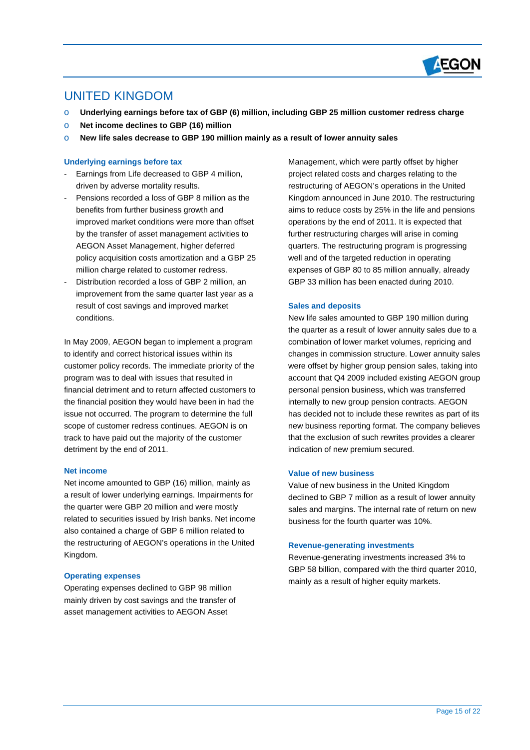# UNITED KINGDOM

- **Underlying earnings before tax of GBP (6) million, including GBP 25 million customer redress charge**
- **Net income declines to GBP (16) million**
- **New life sales decrease to GBP 190 million mainly as a result of lower annuity sales**

### Underlying earnings before tax

- Earnings from Life decreased to GBP 4 million, driven by adverse mortality results.
- Pensions recorded a loss of GBP 8 million as the benefits from further business growth and improved market conditions were more than offset by the transfer of asset management activities to AEGON Asset Management, higher deferred policy acquisition costs amortization and a GBP 25 million charge related to customer redress.
- Distribution recorded a loss of GBP 2 million, an improvement from the same quarter last year as a result of cost savings and improved market conditions.

In May 2009, AEGON began to implement a program to identify and correct historical issues within its customer policy records. The immediate priority of the program was to deal with issues that resulted in financial detriment and to return affected customers to the financial position they would have been in had the issue not occurred. The program to determine the full scope of customer redress continues. AEGON is on track to have paid out the majority of the customer detriment by the end of 2011.

### Net income

Net income amounted to GBP (16) million, mainly as a result of lower underlying earnings. Impairments for the quarter were GBP 20 million and were mostly related to securities issued by Irish banks. Net income also contained a charge of GBP 6 million related to the restructuring of AEGON's operations in the United Kingdom.

### Operating expenses

Operating expenses declined to GBP 98 million mainly driven by cost savings and the transfer of asset management activities to AEGON Asset Management, which were partly offset by higher project related costs and charges relating to the restructuring of AEGON's operations in the United Kingdom announced in June 2010. The restructuring aims to reduce costs by 25% in the life and pensions operations by the end of 2011. It is expected that further restructuring charges will arise in coming quarters. The restructuring program is progressing well and of the targeted reduction in operating expenses of GBP 80 to 85 million annually, already GBP 33 million has been enacted during 2010.

### Sales and deposits

New life sales amounted to GBP 190 million during the quarter as a result of lower annuity sales due to a combination of lower market volumes, repricing and changes in commission structure. Lower annuity sales were offset by higher group pension sales, taking into account that Q4 2009 included existing AEGON group personal pension business, which was transferred internally to new group pension contracts. AEGON has decided not to include these rewrites as part of its new business reporting format. The company believes that the exclusion of such rewrites provides a clearer indication of new premium secured.

### Value of new business

Value of new business in the United Kingdom declined to GBP 7 million as a result of lower annuity sales and margins. The internal rate of return on new business for the fourth quarter was 10%.

### Revenue-generating investments

Revenue-generating investments increased 3% to GBP 58 billion, compared with the third quarter 2010, mainly as a result of higher equity markets.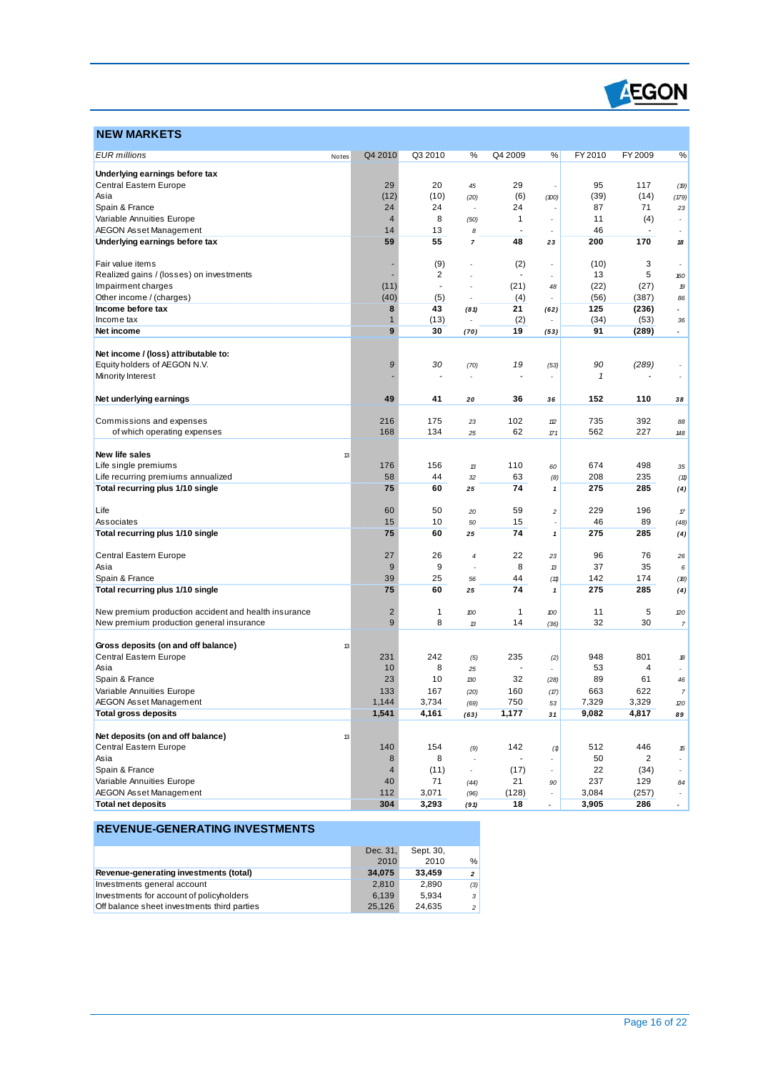## NEW MARKETS

| EUR millions | Notes | Q4 2010 | Q3 2010 | % | Q4 2009 | % | FY 2010 | FY 2009 | % |
|---|---|---|---|---|---|---|---|---|---|
| **Underlying earnings before tax** | | | | | | | | | |
| Central Eastern Europe | | 29 | 20 | 45 | 29 | - | 95 | 117 | (19) |
| Asia | | (12) | (10) | (20) | (6) | (100) | (39) | (14) | (179) |
| Spain & France | | 24 | 24 | - | 24 | - | 87 | 71 | 23 |
| Variable Annuities Europe | | 4 | 8 | (50) | 1 | - | 11 | (4) | - |
| AEGON Asset Management | | 14 | 13 | 8 | - | - | 46 | - | - |
| **Underlying earnings before tax** | | **59** | **55** | **7** | **48** | **23** | **200** | **170** | **18** |
| | | | | | | | | | |
| Fair value items | | - | (9) | - | (2) | - | (10) | 3 | - |
| Realized gains / (losses) on investments | | - | 2 | - | - | - | 13 | 5 | 160 |
| Impairment charges | | (11) | - | - | (21) | 48 | (22) | (27) | 19 |
| Other income / (charges) | | (40) | (5) | - | (4) | - | (56) | (387) | 86 |
| **Income before tax** | | **8** | **43** | **(81)** | **21** | **(62)** | **125** | **(236)** | **-** |
| Income tax | | 1 | (13) | - | (2) | - | (34) | (53) | 36 |
| **Net income** | | **9** | **30** | **(70)** | **19** | **(53)** | **91** | **(289)** | **-** |
| | | | | | | | | | |
| **Net income / (loss) attributable to:** | | | | | | | | | |
| Equity holders of AEGON N.V. | | *9* | *30* | *(70)* | *19* | *(53)* | *90* | *(289)* | - |
| Minority Interest | | - | - | - | - | - | *1* | - | - |
| | | | | | | | | | |
| **Net underlying earnings** | | **49** | **41** | **20** | **36** | **36** | **152** | **110** | **38** |
| | | | | | | | | | |
| Commissions and expenses | | 216 | 175 | 23 | 102 | 112 | 735 | 392 | 88 |
| of which operating expenses | | 168 | 134 | 25 | 62 | 171 | 562 | 227 | 148 |
| | | | | | | | | | |
| **New life sales** | 13 | | | | | | | | |
| Life single premiums | | 176 | 156 | 13 | 110 | 60 | 674 | 498 | 35 |
| Life recurring premiums annualized | | 58 | 44 | 32 | 63 | (8) | 208 | 235 | (11) |
| **Total recurring plus 1/10 single** | | **75** | **60** | **25** | **74** | **1** | **275** | **285** | **(4)** |
| | | | | | | | | | |
| Life | | 60 | 50 | 20 | 59 | 2 | 229 | 196 | 17 |
| Associates | | 15 | 10 | 50 | 15 | - | 46 | 89 | (48) |
| **Total recurring plus 1/10 single** | | **75** | **60** | **25** | **74** | **1** | **275** | **285** | **(4)** |
| | | | | | | | | | |
| Central Eastern Europe | | 27 | 26 | 4 | 22 | 23 | 96 | 76 | 26 |
| Asia | | 9 | 9 | - | 8 | 13 | 37 | 35 | 6 |
| Spain & France | | 39 | 25 | 56 | 44 | (11) | 142 | 174 | (18) |
| **Total recurring plus 1/10 single** | | **75** | **60** | **25** | **74** | **1** | **275** | **285** | **(4)** |
| | | | | | | | | | |
| New premium production accident and health insurance | | 2 | 1 | 100 | 1 | 100 | 11 | 5 | 120 |
| New premium production general insurance | | 9 | 8 | 13 | 14 | (36) | 32 | 30 | 7 |
| | | | | | | | | | |
| **Gross deposits (on and off balance)** | 13 | | | | | | | | |
| Central Eastern Europe | | 231 | 242 | (5) | 235 | (2) | 948 | 801 | 18 |
| Asia | | 10 | 8 | 25 | - | - | 53 | 4 | - |
| Spain & France | | 23 | 10 | 130 | 32 | (28) | 89 | 61 | 46 |
| Variable Annuities Europe | | 133 | 167 | (20) | 160 | (17) | 663 | 622 | 7 |
| AEGON Asset Management | | 1,144 | 3,734 | (69) | 750 | 53 | 7,329 | 3,329 | 120 |
| **Total gross deposits** | | **1,541** | **4,161** | **(63)** | **1,177** | **31** | **9,082** | **4,817** | **89** |
| | | | | | | | | | |
| **Net deposits (on and off balance)** | 13 | | | | | | | | |
| Central Eastern Europe | | 140 | 154 | (9) | 142 | (1) | 512 | 446 | 15 |
| Asia | | 8 | 8 | - | - | - | 50 | 2 | - |
| Spain & France | | 4 | (11) | - | (17) | - | 22 | (34) | - |
| Variable Annuities Europe | | 40 | 71 | (44) | 21 | 90 | 237 | 129 | 84 |
| AEGON Asset Management | | 112 | 3,071 | (96) | (128) | - | 3,084 | (257) | - |
| **Total net deposits** | | **304** | **3,293** | **(91)** | **18** | **-** | **3,905** | **286** | **-** |

## REVENUE-GENERATING INVESTMENTS

| | Dec. 31, 2010 | Sept. 30, 2010 | % |
|---|---|---|---|
| **Revenue-generating investments (total)** | **34,075** | **33,459** | **2** |
| Investments general account | 2,810 | 2,890 | (3) |
| Investments for account of policyholders | 6,139 | 5,934 | 3 |
| Off balance sheet investments third parties | 25,126 | 24,635 | 2 |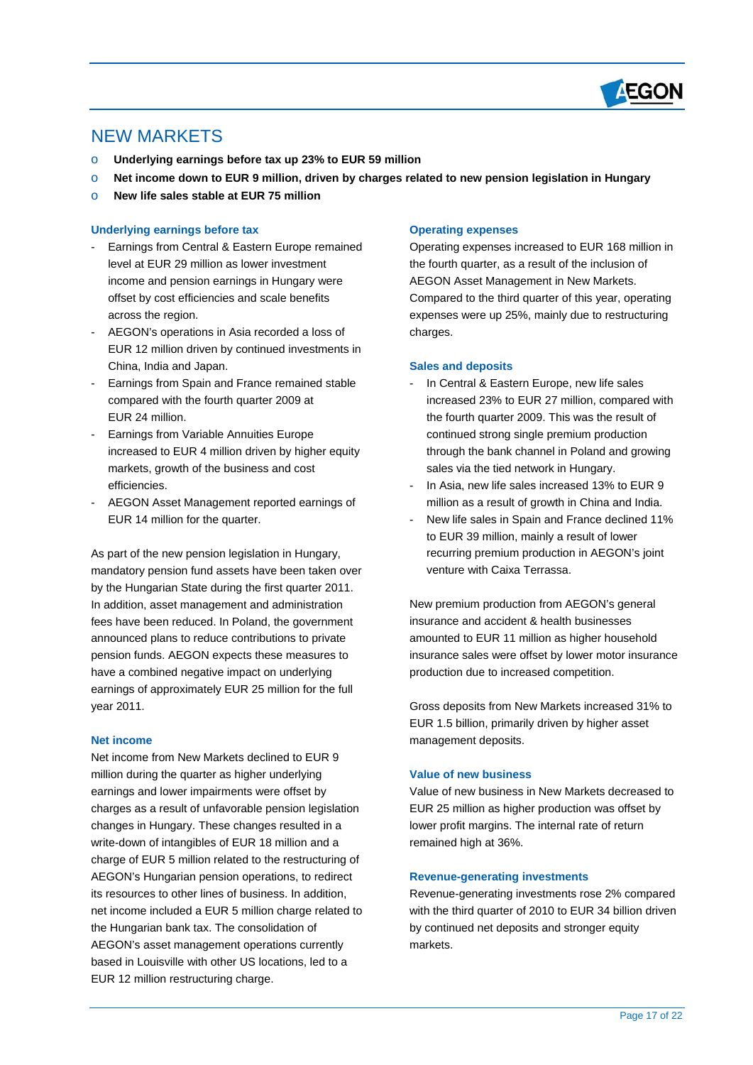# NEW MARKETS

- **Underlying earnings before tax up 23% to EUR 59 million**
- **Net income down to EUR 9 million, driven by charges related to new pension legislation in Hungary**
- **New life sales stable at EUR 75 million**

### Underlying earnings before tax

- Earnings from Central & Eastern Europe remained level at EUR 29 million as lower investment income and pension earnings in Hungary were offset by cost efficiencies and scale benefits across the region.
- AEGON's operations in Asia recorded a loss of EUR 12 million driven by continued investments in China, India and Japan.
- Earnings from Spain and France remained stable compared with the fourth quarter 2009 at EUR 24 million.
- Earnings from Variable Annuities Europe increased to EUR 4 million driven by higher equity markets, growth of the business and cost efficiencies.
- AEGON Asset Management reported earnings of EUR 14 million for the quarter.

As part of the new pension legislation in Hungary, mandatory pension fund assets have been taken over by the Hungarian State during the first quarter 2011. In addition, asset management and administration fees have been reduced. In Poland, the government announced plans to reduce contributions to private pension funds. AEGON expects these measures to have a combined negative impact on underlying earnings of approximately EUR 25 million for the full year 2011.

### Net income

Net income from New Markets declined to EUR 9 million during the quarter as higher underlying earnings and lower impairments were offset by charges as a result of unfavorable pension legislation changes in Hungary. These changes resulted in a write-down of intangibles of EUR 18 million and a charge of EUR 5 million related to the restructuring of AEGON's Hungarian pension operations, to redirect its resources to other lines of business. In addition, net income included a EUR 5 million charge related to the Hungarian bank tax. The consolidation of AEGON's asset management operations currently based in Louisville with other US locations, led to a EUR 12 million restructuring charge.

### Operating expenses

Operating expenses increased to EUR 168 million in the fourth quarter, as a result of the inclusion of AEGON Asset Management in New Markets. Compared to the third quarter of this year, operating expenses were up 25%, mainly due to restructuring charges.

### Sales and deposits

- In Central & Eastern Europe, new life sales increased 23% to EUR 27 million, compared with the fourth quarter 2009. This was the result of continued strong single premium production through the bank channel in Poland and growing sales via the tied network in Hungary.
- In Asia, new life sales increased 13% to EUR 9 million as a result of growth in China and India.
- New life sales in Spain and France declined 11% to EUR 39 million, mainly a result of lower recurring premium production in AEGON's joint venture with Caixa Terrassa.

New premium production from AEGON's general insurance and accident & health businesses amounted to EUR 11 million as higher household insurance sales were offset by lower motor insurance production due to increased competition.

Gross deposits from New Markets increased 31% to EUR 1.5 billion, primarily driven by higher asset management deposits.

### Value of new business

Value of new business in New Markets decreased to EUR 25 million as higher production was offset by lower profit margins. The internal rate of return remained high at 36%.

### Revenue-generating investments

Revenue-generating investments rose 2% compared with the third quarter of 2010 to EUR 34 billion driven by continued net deposits and stronger equity markets.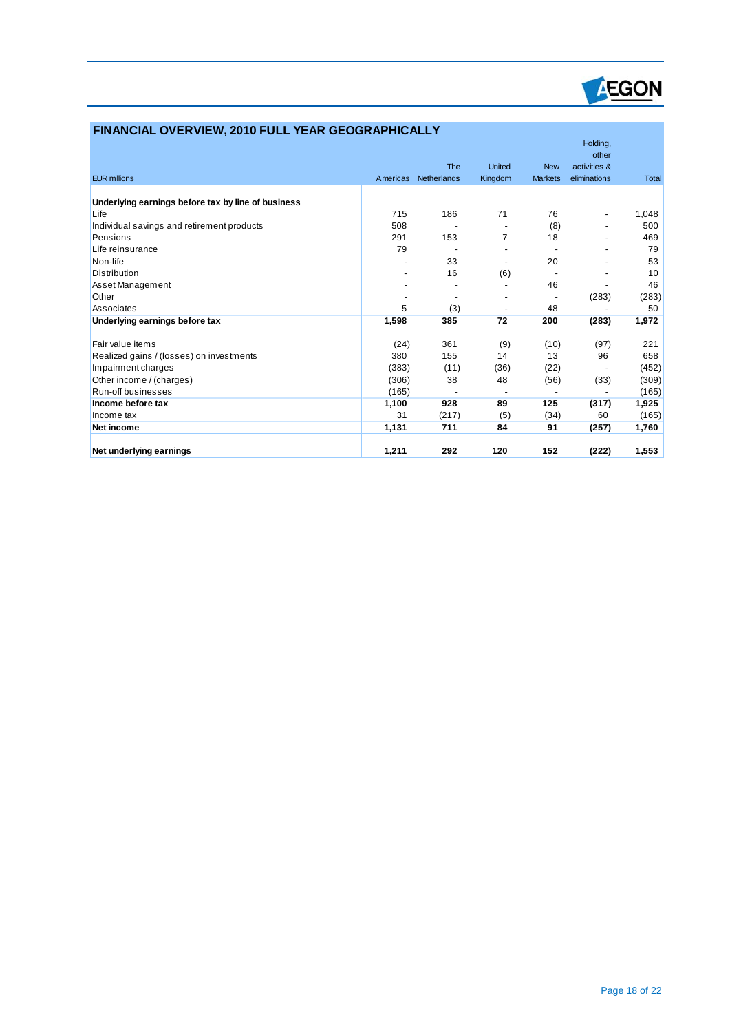## FINANCIAL OVERVIEW, 2010 FULL YEAR GEOGRAPHICALLY

| EUR millions | Americas | The Netherlands | United Kingdom | New Markets | Holding, other activities & eliminations | Total |
|---|---|---|---|---|---|---|
| **Underlying earnings before tax by line of business** | | | | | | |
| Life | 715 | 186 | 71 | 76 | - | 1,048 |
| Individual savings and retirement products | 508 | - | - | (8) | - | 500 |
| Pensions | 291 | 153 | 7 | 18 | - | 469 |
| Life reinsurance | 79 | - | - | - | - | 79 |
| Non-life | - | 33 | - | 20 | - | 53 |
| Distribution | - | 16 | (6) | - | - | 10 |
| Asset Management | - | - | - | 46 | - | 46 |
| Other | - | - | - | - | (283) | (283) |
| Associates | 5 | (3) | - | 48 | - | 50 |
| **Underlying earnings before tax** | **1,598** | **385** | **72** | **200** | **(283)** | **1,972** |
| | | | | | | |
| Fair value items | (24) | 361 | (9) | (10) | (97) | 221 |
| Realized gains / (losses) on investments | 380 | 155 | 14 | 13 | 96 | 658 |
| Impairment charges | (383) | (11) | (36) | (22) | - | (452) |
| Other income / (charges) | (306) | 38 | 48 | (56) | (33) | (309) |
| Run-off businesses | (165) | - | - | - | - | (165) |
| **Income before tax** | **1,100** | **928** | **89** | **125** | **(317)** | **1,925** |
| Income tax | 31 | (217) | (5) | (34) | 60 | (165) |
| **Net income** | **1,131** | **711** | **84** | **91** | **(257)** | **1,760** |
| | | | | | | |
| **Net underlying earnings** | **1,211** | **292** | **120** | **152** | **(222)** | **1,553** |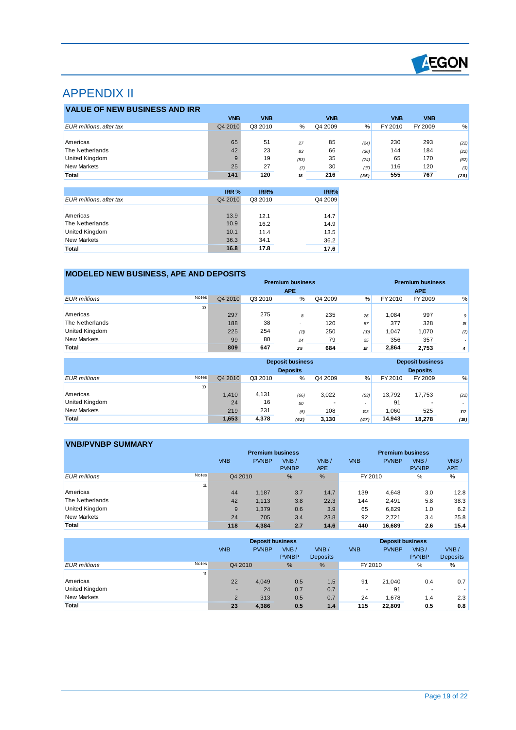# APPENDIX II

## VALUE OF NEW BUSINESS AND IRR

| EUR millions, after tax | VNB Q4 2010 | VNB Q3 2010 | % | VNB Q4 2009 | % | VNB FY 2010 | VNB FY 2009 | % |
|---|---|---|---|---|---|---|---|---|
| Americas | 65 | 51 | 27 | 85 | (24) | 230 | 293 | (22) |
| The Netherlands | 42 | 23 | 83 | 66 | (36) | 144 | 184 | (22) |
| United Kingdom | 9 | 19 | (53) | 35 | (74) | 65 | 170 | (62) |
| New Markets | 25 | 27 | (7) | 30 | (17) | 116 | 120 | (3) |
| **Total** | **141** | **120** | **18** | **216** | **(35)** | **555** | **767** | **(28)** |

| EUR millions, after tax | IRR % Q4 2010 | IRR% Q3 2010 | IRR% Q4 2009 |
|---|---|---|---|
| Americas | 13.9 | 12.1 | 14.7 |
| The Netherlands | 10.9 | 16.2 | 14.9 |
| United Kingdom | 10.1 | 11.4 | 13.5 |
| New Markets | 36.3 | 34.1 | 36.2 |
| **Total** | **16.8** | **17.8** | **17.6** |

## MODELED NEW BUSINESS, APE AND DEPOSITS

| EUR millions | Notes | Premium business APE Q4 2010 | Q3 2010 | % | Q4 2009 | % | Premium business APE FY 2010 | FY 2009 | % |
|---|---|---|---|---|---|---|---|---|---|
| | 10 | | | | | | | | |
| Americas | | 297 | 275 | 8 | 235 | 26 | 1,084 | 997 | 9 |
| The Netherlands | | 188 | 38 | - | 120 | 57 | 377 | 328 | 15 |
| United Kingdom | | 225 | 254 | (11) | 250 | (10) | 1,047 | 1,070 | (2) |
| New Markets | | 99 | 80 | 24 | 79 | 25 | 356 | 357 | - |
| **Total** | | **809** | **647** | **25** | **684** | **18** | **2,864** | **2,753** | **4** |

| EUR millions | Notes | Deposit business Deposits Q4 2010 | Q3 2010 | % | Q4 2009 | % | Deposit business Deposits FY 2010 | FY 2009 | % |
|---|---|---|---|---|---|---|---|---|---|
| | 10 | | | | | | | | |
| Americas | | 1,410 | 4,131 | (66) | 3,022 | (53) | 13,792 | 17,753 | (22) |
| United Kingdom | | 24 | 16 | 50 | - | - | 91 | - | - |
| New Markets | | 219 | 231 | (5) | 108 | 103 | 1,060 | 525 | 102 |
| **Total** | | **1,653** | **4,378** | **(62)** | **3,130** | **(47)** | **14,943** | **18,278** | **(18)** |

## VNB/PVNBP SUMMARY

| EUR millions | Notes | Premium business VNB Q4 2010 | PVNBP Q4 2010 | VNB / PVNBP % | VNB / APE % | Premium business VNB FY 2010 | PVNBP FY 2010 | VNB / PVNBP % | VNB / APE % |
|---|---|---|---|---|---|---|---|---|---|
| | 11 | | | | | | | | |
| Americas | | 44 | 1,187 | 3.7 | 14.7 | 139 | 4,648 | 3.0 | 12.8 |
| The Netherlands | | 42 | 1,113 | 3.8 | 22.3 | 144 | 2,491 | 5.8 | 38.3 |
| United Kingdom | | 9 | 1,379 | 0.6 | 3.9 | 65 | 6,829 | 1.0 | 6.2 |
| New Markets | | 24 | 705 | 3.4 | 23.8 | 92 | 2,721 | 3.4 | 25.8 |
| **Total** | | **118** | **4,384** | **2.7** | **14.6** | **440** | **16,689** | **2.6** | **15.4** |

| EUR millions | Notes | Deposit business VNB Q4 2010 | PVNBP Q4 2010 | VNB / PVNBP % | VNB / Deposits % | Deposit business VNB FY 2010 | PVNBP FY 2010 | VNB / PVNBP % | VNB / Deposits % |
|---|---|---|---|---|---|---|---|---|---|
| | 11 | | | | | | | | |
| Americas | | 22 | 4,049 | 0.5 | 1.5 | 91 | 21,040 | 0.4 | 0.7 |
| United Kingdom | | - | 24 | 0.7 | 0.7 | - | 91 | - | - |
| New Markets | | 2 | 313 | 0.5 | 0.7 | 24 | 1,678 | 1.4 | 2.3 |
| **Total** | | **23** | **4,386** | **0.5** | **1.4** | **115** | **22,809** | **0.5** | **0.8** |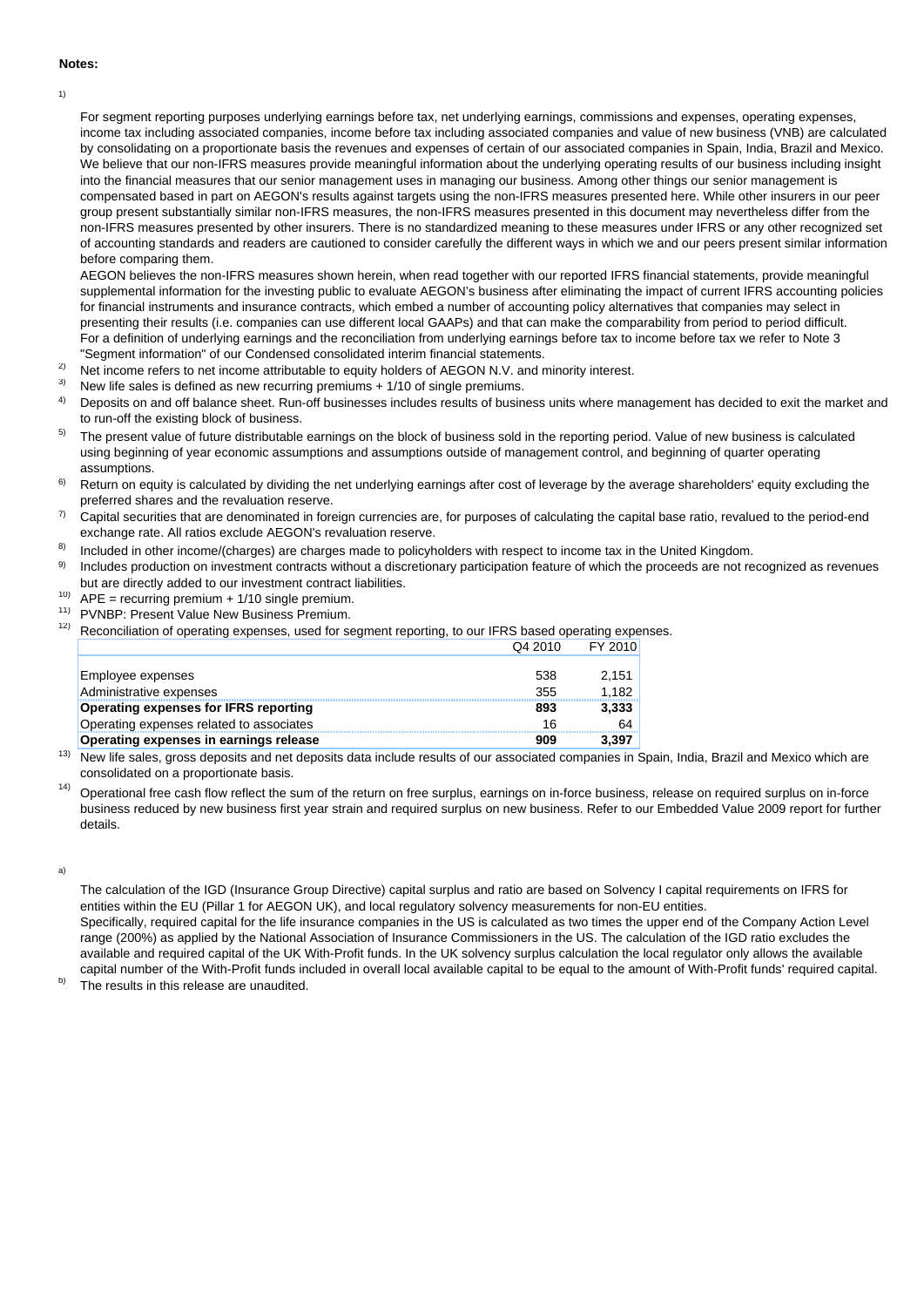**Notes:**

1) For segment reporting purposes underlying earnings before tax, net underlying earnings, commissions and expenses, operating expenses, income tax including associated companies, income before tax including associated companies and value of new business (VNB) are calculated by consolidating on a proportionate basis the revenues and expenses of certain of our associated companies in Spain, India, Brazil and Mexico. We believe that our non-IFRS measures provide meaningful information about the underlying operating results of our business including insight into the financial measures that our senior management uses in managing our business. Among other things our senior management is compensated based in part on AEGON's results against targets using the non-IFRS measures presented here. While other insurers in our peer group present substantially similar non-IFRS measures, the non-IFRS measures presented in this document may nevertheless differ from the non-IFRS measures presented by other insurers. There is no standardized meaning to these measures under IFRS or any other recognized set of accounting standards and readers are cautioned to consider carefully the different ways in which we and our peers present similar information before comparing them.
AEGON believes the non-IFRS measures shown herein, when read together with our reported IFRS financial statements, provide meaningful supplemental information for the investing public to evaluate AEGON's business after eliminating the impact of current IFRS accounting policies for financial instruments and insurance contracts, which embed a number of accounting policy alternatives that companies may select in presenting their results (i.e. companies can use different local GAAPs) and that can make the comparability from period to period difficult.
For a definition of underlying earnings and the reconciliation from underlying earnings before tax to income before tax we refer to Note 3 "Segment information" of our Condensed consolidated interim financial statements.

2) Net income refers to net income attributable to equity holders of AEGON N.V. and minority interest.

3) New life sales is defined as new recurring premiums + 1/10 of single premiums.

4) Deposits on and off balance sheet. Run-off businesses includes results of business units where management has decided to exit the market and to run-off the existing block of business.

5) The present value of future distributable earnings on the block of business sold in the reporting period. Value of new business is calculated using beginning of year economic assumptions and assumptions outside of management control, and beginning of quarter operating assumptions.

6) Return on equity is calculated by dividing the net underlying earnings after cost of leverage by the average shareholders' equity excluding the preferred shares and the revaluation reserve.

7) Capital securities that are denominated in foreign currencies are, for purposes of calculating the capital base ratio, revalued to the period-end exchange rate. All ratios exclude AEGON's revaluation reserve.

8) Included in other income/(charges) are charges made to policyholders with respect to income tax in the United Kingdom.

9) Includes production on investment contracts without a discretionary participation feature of which the proceeds are not recognized as revenues but are directly added to our investment contract liabilities.

10) APE = recurring premium + 1/10 single premium.

11) PVNBP: Present Value New Business Premium.

12) Reconciliation of operating expenses, used for segment reporting, to our IFRS based operating expenses.

| | Q4 2010 | FY 2010 |
|---|---|---|
| Employee expenses | 538 | 2,151 |
| Administrative expenses | 355 | 1,182 |
| **Operating expenses for IFRS reporting** | **893** | **3,333** |
| Operating expenses related to associates | 16 | 64 |
| **Operating expenses in earnings release** | **909** | **3,397** |

13) New life sales, gross deposits and net deposits data include results of our associated companies in Spain, India, Brazil and Mexico which are consolidated on a proportionate basis.

14) Operational free cash flow reflect the sum of the return on free surplus, earnings on in-force business, release on required surplus on in-force business reduced by new business first year strain and required surplus on new business. Refer to our Embedded Value 2009 report for further details.

a) The calculation of the IGD (Insurance Group Directive) capital surplus and ratio are based on Solvency I capital requirements on IFRS for entities within the EU (Pillar 1 for AEGON UK), and local regulatory solvency measurements for non-EU entities.
Specifically, required capital for the life insurance companies in the US is calculated as two times the upper end of the Company Action Level range (200%) as applied by the National Association of Insurance Commissioners in the US. The calculation of the IGD ratio excludes the available and required capital of the UK With-Profit funds. In the UK solvency surplus calculation the local regulator only allows the available capital number of the With-Profit funds included in overall local available capital to be equal to the amount of With-Profit funds' required capital.

b) The results in this release are unaudited.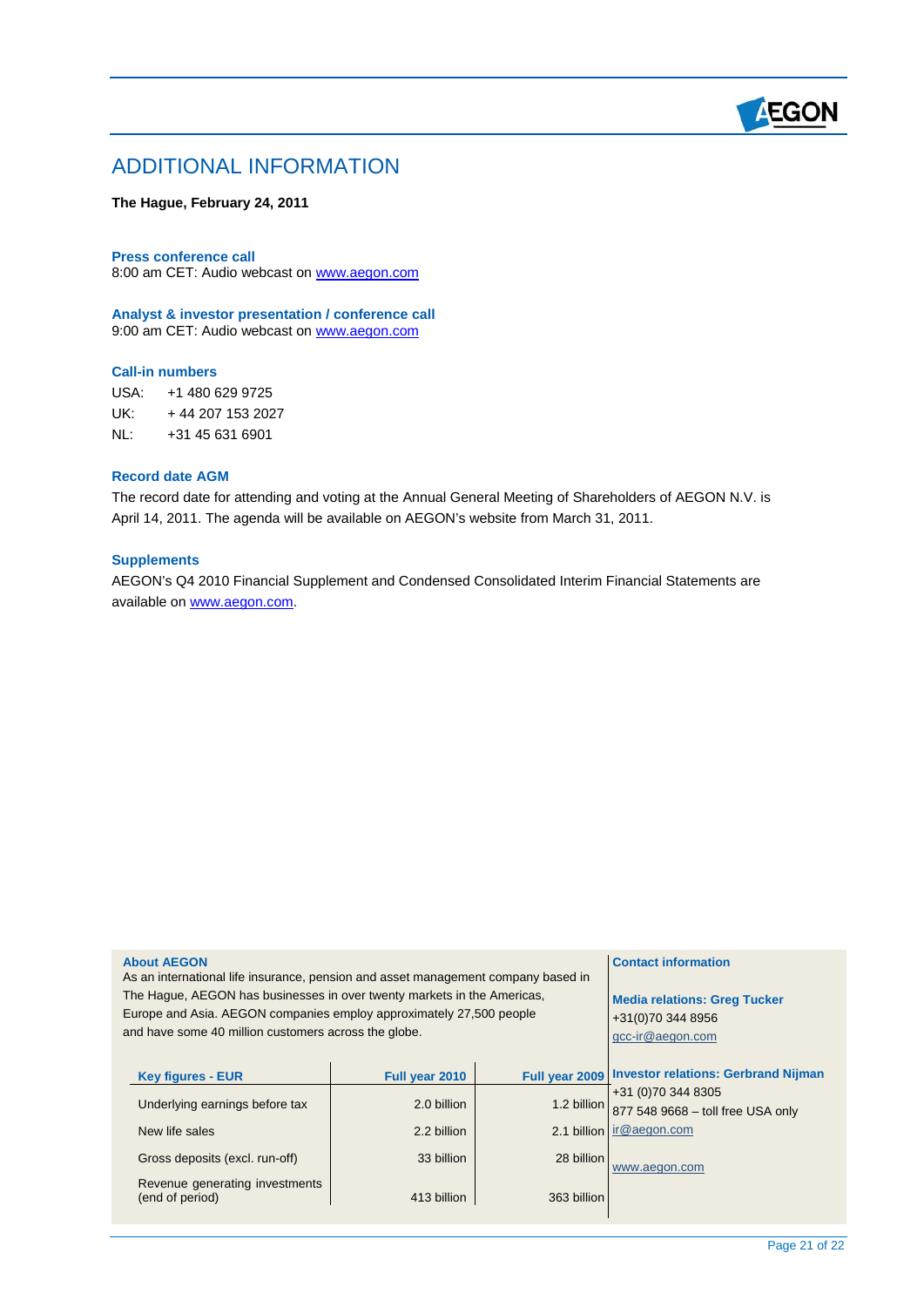# ADDITIONAL INFORMATION

**The Hague, February 24, 2011**

### Press conference call

8:00 am CET: Audio webcast on www.aegon.com

### Analyst & investor presentation / conference call

9:00 am CET: Audio webcast on www.aegon.com

### Call-in numbers

USA: +1 480 629 9725
UK: + 44 207 153 2027
NL: +31 45 631 6901

### Record date AGM

The record date for attending and voting at the Annual General Meeting of Shareholders of AEGON N.V. is April 14, 2011. The agenda will be available on AEGON's website from March 31, 2011.

### Supplements

AEGON's Q4 2010 Financial Supplement and Condensed Consolidated Interim Financial Statements are available on www.aegon.com.

### About AEGON

As an international life insurance, pension and asset management company based in The Hague, AEGON has businesses in over twenty markets in the Americas, Europe and Asia. AEGON companies employ approximately 27,500 people and have some 40 million customers across the globe.

| Key figures - EUR | Full year 2010 | Full year 2009 |
|---|---|---|
| Underlying earnings before tax | 2.0 billion | 1.2 billion |
| New life sales | 2.2 billion | 2.1 billion |
| Gross deposits (excl. run-off) | 33 billion | 28 billion |
| Revenue generating investments (end of period) | 413 billion | 363 billion |

### Contact information

**Media relations: Greg Tucker**
+31(0)70 344 8956
gcc-ir@aegon.com

**Investor relations: Gerbrand Nijman**
+31 (0)70 344 8305
877 548 9668 – toll free USA only
ir@aegon.com

www.aegon.com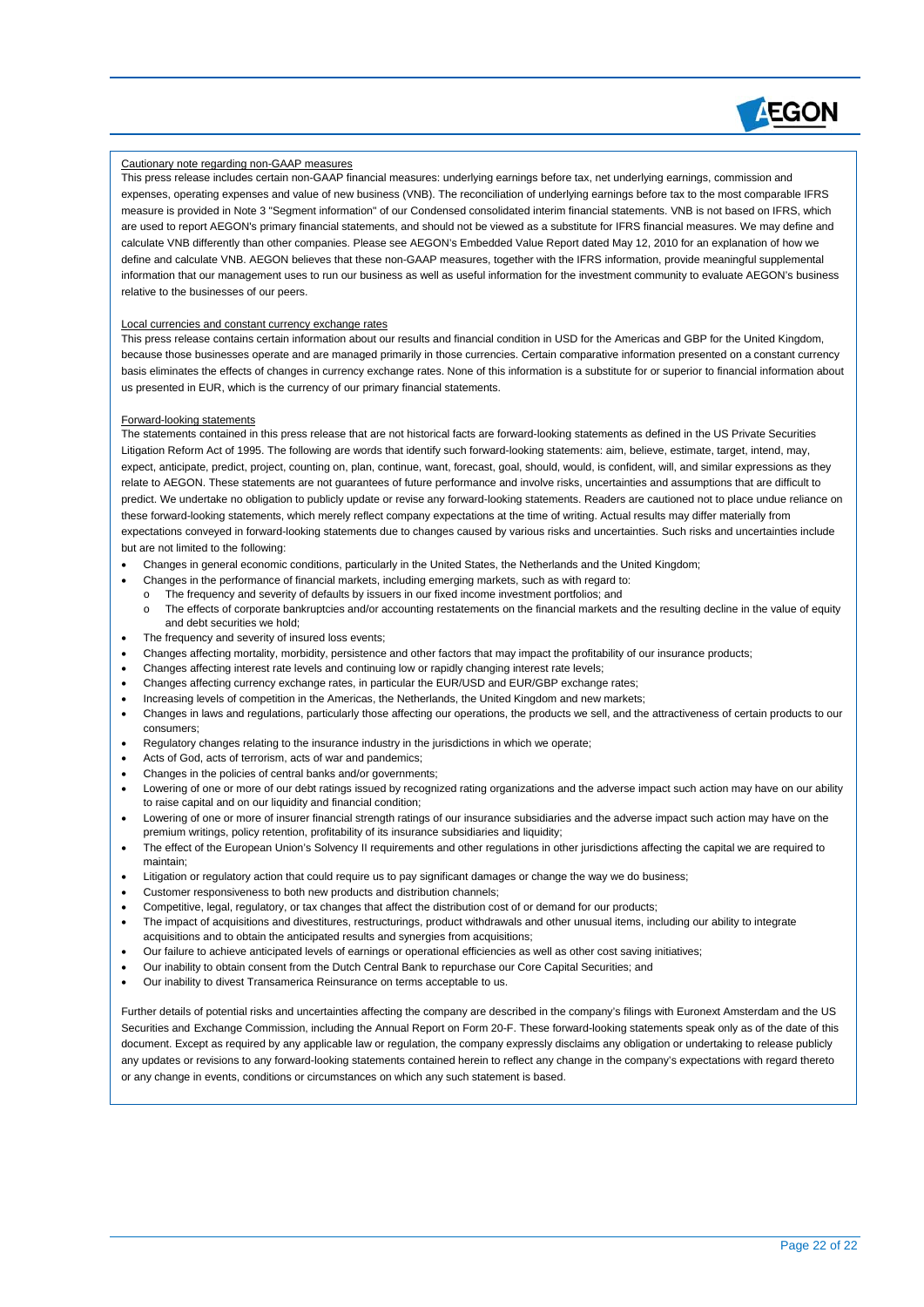Cautionary note regarding non-GAAP measures

This press release includes certain non-GAAP financial measures: underlying earnings before tax, net underlying earnings, commission and expenses, operating expenses and value of new business (VNB). The reconciliation of underlying earnings before tax to the most comparable IFRS measure is provided in Note 3 "Segment information" of our Condensed consolidated interim financial statements. VNB is not based on IFRS, which are used to report AEGON's primary financial statements, and should not be viewed as a substitute for IFRS financial measures. We may define and calculate VNB differently than other companies. Please see AEGON's Embedded Value Report dated May 12, 2010 for an explanation of how we define and calculate VNB. AEGON believes that these non-GAAP measures, together with the IFRS information, provide meaningful supplemental information that our management uses to run our business as well as useful information for the investment community to evaluate AEGON's business relative to the businesses of our peers.

Local currencies and constant currency exchange rates

This press release contains certain information about our results and financial condition in USD for the Americas and GBP for the United Kingdom, because those businesses operate and are managed primarily in those currencies. Certain comparative information presented on a constant currency basis eliminates the effects of changes in currency exchange rates. None of this information is a substitute for or superior to financial information about us presented in EUR, which is the currency of our primary financial statements.

Forward-looking statements

The statements contained in this press release that are not historical facts are forward-looking statements as defined in the US Private Securities Litigation Reform Act of 1995. The following are words that identify such forward-looking statements: aim, believe, estimate, target, intend, may, expect, anticipate, predict, project, counting on, plan, continue, want, forecast, goal, should, would, is confident, will, and similar expressions as they relate to AEGON. These statements are not guarantees of future performance and involve risks, uncertainties and assumptions that are difficult to predict. We undertake no obligation to publicly update or revise any forward-looking statements. Readers are cautioned not to place undue reliance on these forward-looking statements, which merely reflect company expectations at the time of writing. Actual results may differ materially from expectations conveyed in forward-looking statements due to changes caused by various risks and uncertainties. Such risks and uncertainties include but are not limited to the following:

- Changes in general economic conditions, particularly in the United States, the Netherlands and the United Kingdom;
- Changes in the performance of financial markets, including emerging markets, such as with regard to:
  - The frequency and severity of defaults by issuers in our fixed income investment portfolios; and
  - The effects of corporate bankruptcies and/or accounting restatements on the financial markets and the resulting decline in the value of equity and debt securities we hold;
- The frequency and severity of insured loss events;
- Changes affecting mortality, morbidity, persistence and other factors that may impact the profitability of our insurance products;
- Changes affecting interest rate levels and continuing low or rapidly changing interest rate levels;
- Changes affecting currency exchange rates, in particular the EUR/USD and EUR/GBP exchange rates;
- Increasing levels of competition in the Americas, the Netherlands, the United Kingdom and new markets;
- Changes in laws and regulations, particularly those affecting our operations, the products we sell, and the attractiveness of certain products to our consumers;
- Regulatory changes relating to the insurance industry in the jurisdictions in which we operate;
- Acts of God, acts of terrorism, acts of war and pandemics;
- Changes in the policies of central banks and/or governments;
- Lowering of one or more of our debt ratings issued by recognized rating organizations and the adverse impact such action may have on our ability to raise capital and on our liquidity and financial condition;
- Lowering of one or more of insurer financial strength ratings of our insurance subsidiaries and the adverse impact such action may have on the premium writings, policy retention, profitability of its insurance subsidiaries and liquidity;
- The effect of the European Union's Solvency II requirements and other regulations in other jurisdictions affecting the capital we are required to maintain;
- Litigation or regulatory action that could require us to pay significant damages or change the way we do business;
- Customer responsiveness to both new products and distribution channels;
- Competitive, legal, regulatory, or tax changes that affect the distribution cost of or demand for our products;
- The impact of acquisitions and divestitures, restructurings, product withdrawals and other unusual items, including our ability to integrate acquisitions and to obtain the anticipated results and synergies from acquisitions;
- Our failure to achieve anticipated levels of earnings or operational efficiencies as well as other cost saving initiatives;
- Our inability to obtain consent from the Dutch Central Bank to repurchase our Core Capital Securities; and
- Our inability to divest Transamerica Reinsurance on terms acceptable to us.

Further details of potential risks and uncertainties affecting the company are described in the company's filings with Euronext Amsterdam and the US Securities and Exchange Commission, including the Annual Report on Form 20-F. These forward-looking statements speak only as of the date of this document. Except as required by any applicable law or regulation, the company expressly disclaims any obligation or undertaking to release publicly any updates or revisions to any forward-looking statements contained herein to reflect any change in the company's expectations with regard thereto or any change in events, conditions or circumstances on which any such statement is based.